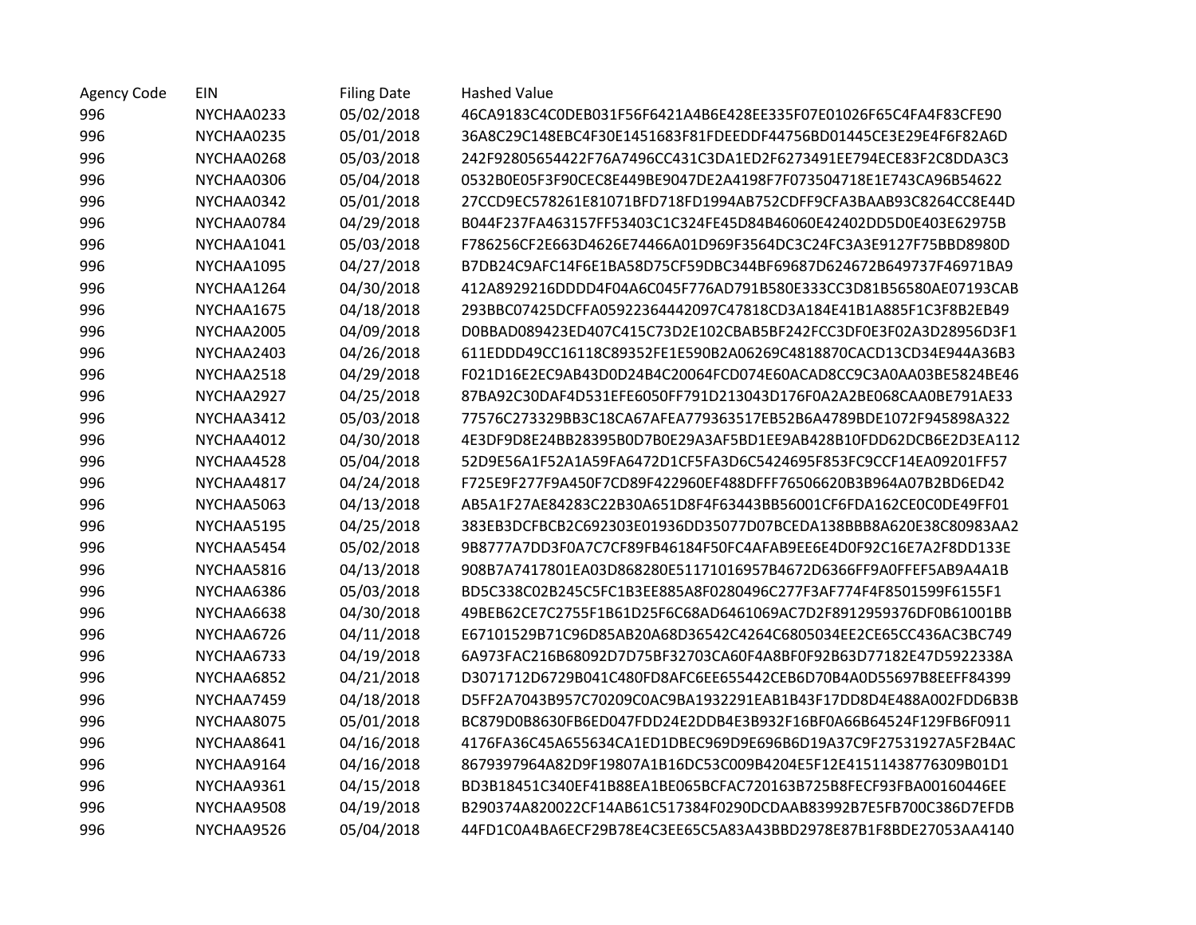| Agency Code | EIN | Filing Date | Hashed Value |
|---|---|---|---|
| 996 | NYCHAA0233 | 05/02/2018 | 46CA9183C4C0DEB031F56F6421A4B6E428EE335F07E01026F65C4FA4F83CFE90 |
| 996 | NYCHAA0235 | 05/01/2018 | 36A8C29C148EBC4F30E1451683F81FDEEDDF44756BD01445CE3E29E4F6F82A6D |
| 996 | NYCHAA0268 | 05/03/2018 | 242F92805654422F76A7496CC431C3DA1ED2F6273491EE794ECE83F2C8DDA3C3 |
| 996 | NYCHAA0306 | 05/04/2018 | 0532B0E05F3F90CEC8E449BE9047DE2A4198F7F073504718E1E743CA96B54622 |
| 996 | NYCHAA0342 | 05/01/2018 | 27CCD9EC578261E81071BFD718FD1994AB752CDFF9CFA3BAAB93C8264CC8E44D |
| 996 | NYCHAA0784 | 04/29/2018 | B044F237FA463157FF53403C1C324FE45D84B46060E42402DD5D0E403E62975B |
| 996 | NYCHAA1041 | 05/03/2018 | F786256CF2E663D4626E74466A01D969F3564DC3C24FC3A3E9127F75BBD8980D |
| 996 | NYCHAA1095 | 04/27/2018 | B7DB24C9AFC14F6E1BA58D75CF59DBC344BF69687D624672B649737F46971BA9 |
| 996 | NYCHAA1264 | 04/30/2018 | 412A8929216DDDD4F04A6C045F776AD791B580E333CC3D81B56580AE07193CAB |
| 996 | NYCHAA1675 | 04/18/2018 | 293BBC07425DCFFA05922364442097C47818CD3A184E41B1A885F1C3F8B2EB49 |
| 996 | NYCHAA2005 | 04/09/2018 | D0BBAD089423ED407C415C73D2E102CBAB5BF242FCC3DF0E3F02A3D28956D3F1 |
| 996 | NYCHAA2403 | 04/26/2018 | 611EDDD49CC16118C89352FE1E590B2A06269C4818870CACD13CD34E944A36B3 |
| 996 | NYCHAA2518 | 04/29/2018 | F021D16E2EC9AB43D0D24B4C20064FCD074E60ACAD8CC9C3A0AA03BE5824BE46 |
| 996 | NYCHAA2927 | 04/25/2018 | 87BA92C30DAF4D531EFE6050FF791D213043D176F0A2A2BE068CAA0BE791AE33 |
| 996 | NYCHAA3412 | 05/03/2018 | 77576C273329BB3C18CA67AFEA779363517EB52B6A4789BDE1072F945898A322 |
| 996 | NYCHAA4012 | 04/30/2018 | 4E3DF9D8E24BB28395B0D7B0E29A3AF5BD1EE9AB428B10FDD62DCB6E2D3EA112 |
| 996 | NYCHAA4528 | 05/04/2018 | 52D9E56A1F52A1A59FA6472D1CF5FA3D6C5424695F853FC9CCF14EA09201FF57 |
| 996 | NYCHAA4817 | 04/24/2018 | F725E9F277F9A450F7CD89F422960EF488DFFF76506620B3B964A07B2BD6ED42 |
| 996 | NYCHAA5063 | 04/13/2018 | AB5A1F27AE84283C22B30A651D8F4F63443BB56001CF6FDA162CE0C0DE49FF01 |
| 996 | NYCHAA5195 | 04/25/2018 | 383EB3DCFBCB2C692303E01936DD35077D07BCEDA138BBB8A620E38C80983AA2 |
| 996 | NYCHAA5454 | 05/02/2018 | 9B8777A7DD3F0A7C7CF89FB46184F50FC4AFAB9EE6E4D0F92C16E7A2F8DD133E |
| 996 | NYCHAA5816 | 04/13/2018 | 908B7A7417801EA03D868280E51171016957B4672D6366FF9A0FFEF5AB9A4A1B |
| 996 | NYCHAA6386 | 05/03/2018 | BD5C338C02B245C5FC1B3EE885A8F0280496C277F3AF774F4F8501599F6155F1 |
| 996 | NYCHAA6638 | 04/30/2018 | 49BEB62CE7C2755F1B61D25F6C68AD6461069AC7D2F8912959376DF0B61001BB |
| 996 | NYCHAA6726 | 04/11/2018 | E67101529B71C96D85AB20A68D36542C4264C6805034EE2CE65CC436AC3BC749 |
| 996 | NYCHAA6733 | 04/19/2018 | 6A973FAC216B68092D7D75BF32703CA60F4A8BF0F92B63D77182E47D5922338A |
| 996 | NYCHAA6852 | 04/21/2018 | D3071712D6729B041C480FD8AFC6EE655442CEB6D70B4A0D55697B8EEFF84399 |
| 996 | NYCHAA7459 | 04/18/2018 | D5FF2A7043B957C70209C0AC9BA1932291EAB1B43F17DD8D4E488A002FDD6B3B |
| 996 | NYCHAA8075 | 05/01/2018 | BC879D0B8630FB6ED047FDD24E2DDB4E3B932F16BF0A66B64524F129FB6F0911 |
| 996 | NYCHAA8641 | 04/16/2018 | 4176FA36C45A655634CA1ED1DBEC969D9E696B6D19A37C9F27531927A5F2B4AC |
| 996 | NYCHAA9164 | 04/16/2018 | 8679397964A82D9F19807A1B16DC53C009B4204E5F12E41511438776309B01D1 |
| 996 | NYCHAA9361 | 04/15/2018 | BD3B18451C340EF41B88EA1BE065BCFAC720163B725B8FECF93FBA00160446EE |
| 996 | NYCHAA9508 | 04/19/2018 | B290374A820022CF14AB61C517384F0290DCDAAB83992B7E5FB700C386D7EFDB |
| 996 | NYCHAA9526 | 05/04/2018 | 44FD1C0A4BA6ECF29B78E4C3EE65C5A83A43BBD2978E87B1F8BDE27053AA4140 |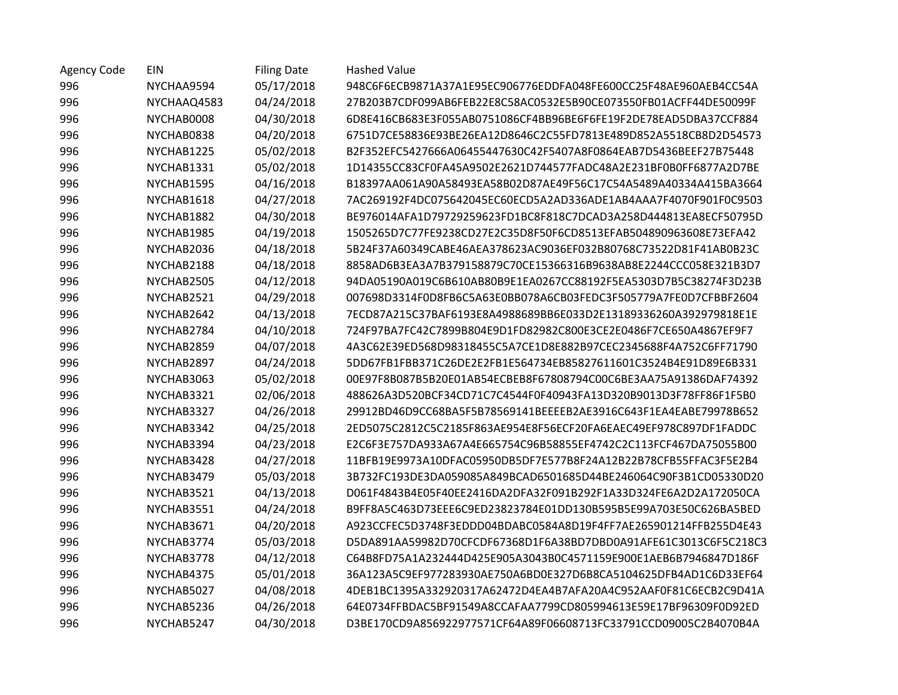| Agency Code | EIN | Filing Date | Hashed Value |
|---|---|---|---|
| 996 | NYCHAA9594 | 05/17/2018 | 948C6F6ECB9871A37A1E95EC906776EDDFA048FE600CC25F48AE960AEB4CC54A |
| 996 | NYCHAAQ4583 | 04/24/2018 | 27B203B7CDF099AB6FEB22E8C58AC0532E5B90CE073550FB01ACFF44DE50099F |
| 996 | NYCHAB0008 | 04/30/2018 | 6D8E416CB683E3F055AB0751086CF4BB96BE6F6FE19F2DE78EAD5DBA37CCF884 |
| 996 | NYCHAB0838 | 04/20/2018 | 6751D7CE58836E93BE26EA12D8646C2C55FD7813E489D852A5518CB8D2D54573 |
| 996 | NYCHAB1225 | 05/02/2018 | B2F352EFC5427666A06455447630C42F5407A8F0864EAB7D5436BEEF27B75448 |
| 996 | NYCHAB1331 | 05/02/2018 | 1D14355CC83CF0FA45A9502E2621D744577FADC48A2E231BF0B0FF6877A2D7BE |
| 996 | NYCHAB1595 | 04/16/2018 | B18397AA061A90A58493EA58B02D87AE49F56C17C54A5489A40334A415BA3664 |
| 996 | NYCHAB1618 | 04/27/2018 | 7AC269192F4DC075642045EC60ECD5A2AD336ADE1AB4AAA7F4070F901F0C9503 |
| 996 | NYCHAB1882 | 04/30/2018 | BE976014AFA1D79729259623FD1BC8F818C7DCAD3A258D444813EA8ECF50795D |
| 996 | NYCHAB1985 | 04/19/2018 | 1505265D7C77FE9238CD27E2C35D8F50F6CD8513EFAB504890963608E73EFA42 |
| 996 | NYCHAB2036 | 04/18/2018 | 5B24F37A60349CABE46AEA378623AC9036EF032B80768C73522D81F41AB0B23C |
| 996 | NYCHAB2188 | 04/18/2018 | 8858AD6B3EA3A7B379158879C70CE15366316B9638AB8E2244CCC058E321B3D7 |
| 996 | NYCHAB2505 | 04/12/2018 | 94DA05190A019C6B610AB80B9E1EA0267CC88192F5EA5303D7B5C38274F3D23B |
| 996 | NYCHAB2521 | 04/29/2018 | 007698D3314F0D8FB6C5A63E0BB078A6CB03FEDC3F505779A7FE0D7CFBBF2604 |
| 996 | NYCHAB2642 | 04/13/2018 | 7ECD87A215C37BAF6193E8A4988689BB6E033D2E13189336260A392979818E1E |
| 996 | NYCHAB2784 | 04/10/2018 | 724F97BA7FC42C7899B804E9D1FD82982C800E3CE2E0486F7CE650A4867EF9F7 |
| 996 | NYCHAB2859 | 04/07/2018 | 4A3C62E39ED568D98318455C5A7CE1D8E882B97CEC2345688F4A752C6FF71790 |
| 996 | NYCHAB2897 | 04/24/2018 | 5DD67FB1FBB371C26DE2E2FB1E564734EB85827611601C3524B4E91D89E6B331 |
| 996 | NYCHAB3063 | 05/02/2018 | 00E97F8B087B5B20E01AB54ECBEB8F67808794C00C6BE3AA75A91386DAF74392 |
| 996 | NYCHAB3321 | 02/06/2018 | 488626A3D520BCF34CD71C7C4544F0F40943FA13D320B9013D3F78FF86F1F5B0 |
| 996 | NYCHAB3327 | 04/26/2018 | 29912BD46D9CC68BA5F5B78569141BEEEEB2AE3916C643F1EA4EABE79978B652 |
| 996 | NYCHAB3342 | 04/25/2018 | 2ED5075C2812C5C2185F863AE954E8F56ECF20FA6EAEC49EF978C897DF1FADDC |
| 996 | NYCHAB3394 | 04/23/2018 | E2C6F3E757DA933A67A4E665754C96B58855EF4742C2C113FCF467DA75055B00 |
| 996 | NYCHAB3428 | 04/27/2018 | 11BFB19E9973A10DFAC05950DB5DF7E577B8F24A12B22B78CFB55FFAC3F5E2B4 |
| 996 | NYCHAB3479 | 05/03/2018 | 3B732FC193DE3DA059085A849BCAD6501685D44BE246064C90F3B1CD05330D20 |
| 996 | NYCHAB3521 | 04/13/2018 | D061F4843B4E05F40EE2416DA2DFA32F091B292F1A33D324FE6A2D2A172050CA |
| 996 | NYCHAB3551 | 04/24/2018 | B9FF8A5C463D73EEE6C9ED23823784E01DD130B595B5E99A703E50C626BA5BED |
| 996 | NYCHAB3671 | 04/20/2018 | A923CCFEC5D3748F3EDDD04BDABC0584A8D19F4FF7AE265901214FFB255D4E43 |
| 996 | NYCHAB3774 | 05/03/2018 | D5DA891AA59982D70CFCDF67368D1F6A38BD7DBD0A91AFE61C3013C6F5C218C3 |
| 996 | NYCHAB3778 | 04/12/2018 | C64B8FD75A1A232444D425E905A3043B0C4571159E900E1AEB6B7946847D186F |
| 996 | NYCHAB4375 | 05/01/2018 | 36A123A5C9EF977283930AE750A6BD0E327D6B8CA5104625DFB4AD1C6D33EF64 |
| 996 | NYCHAB5027 | 04/08/2018 | 4DEB1BC1395A332920317A62472D4EA4B7AFA20A4C952AAF0F81C6ECB2C9D41A |
| 996 | NYCHAB5236 | 04/26/2018 | 64E0734FFBDAC5BF91549A8CCAFAA7799CD805994613E59E17BF96309F0D92ED |
| 996 | NYCHAB5247 | 04/30/2018 | D3BE170CD9A856922977571CF64A89F06608713FC33791CCD09005C2B4070B4A |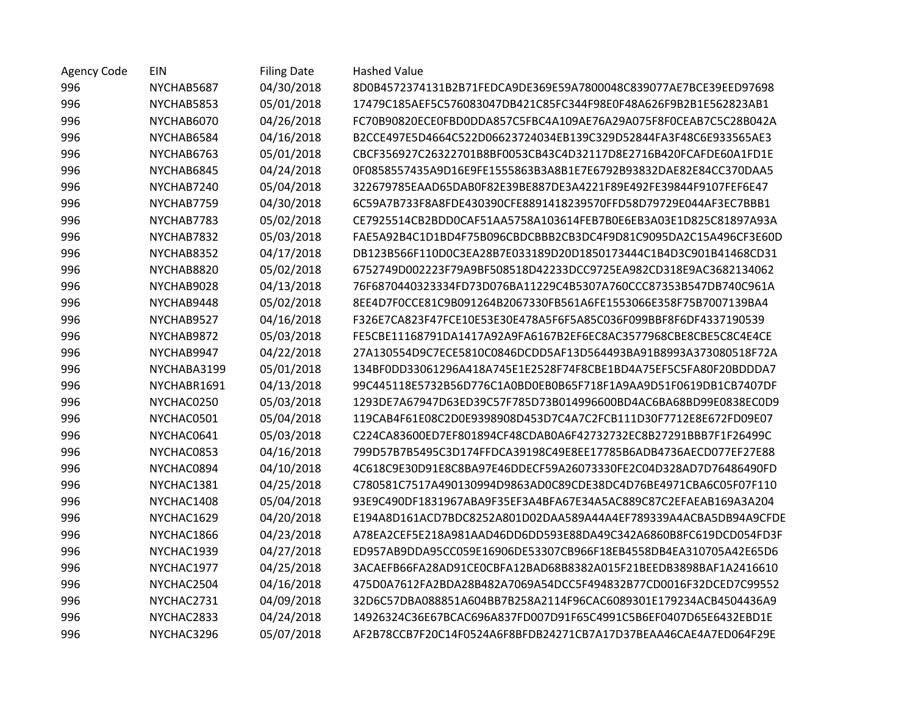| Agency Code | EIN | Filing Date | Hashed Value |
|---|---|---|---|
| 996 | NYCHAB5687 | 04/30/2018 | 8D0B4572374131B2B71FEDCA9DE369E59A7800048C839077AE7BCE39EED97698 |
| 996 | NYCHAB5853 | 05/01/2018 | 17479C185AEF5C576083047DB421C85FC344F98E0F48A626F9B2B1E562823AB1 |
| 996 | NYCHAB6070 | 04/26/2018 | FC70B90820ECE0FBD0DDA857C5FBC4A109AE76A29A075F8F0CEAB7C5C28B042A |
| 996 | NYCHAB6584 | 04/16/2018 | B2CCE497E5D4664C522D06623724034EB139C329D52844FA3F48C6E933565AE3 |
| 996 | NYCHAB6763 | 05/01/2018 | CBCF356927C26322701B8BF0053CB43C4D32117D8E2716B420FCAFDE60A1FD1E |
| 996 | NYCHAB6845 | 04/24/2018 | 0F0858557435A9D16E9FE1555863B3A8B1E7E6792B93832DAE82E84CC370DAA5 |
| 996 | NYCHAB7240 | 05/04/2018 | 322679785EAAD65DAB0F82E39BE887DE3A4221F89E492FE39844F9107FEF6E47 |
| 996 | NYCHAB7759 | 04/30/2018 | 6C59A7B733F8A8FDE430390CFE8891418239570FFD58D79729E044AF3EC7BBB1 |
| 996 | NYCHAB7783 | 05/02/2018 | CE7925514CB2BDD0CAF51AA5758A103614FEB7B0E6EB3A03E1D825C81897A93A |
| 996 | NYCHAB7832 | 05/03/2018 | FAE5A92B4C1D1BD4F75B096CBDCBBB2CB3DC4F9D81C9095DA2C15A496CF3E60D |
| 996 | NYCHAB8352 | 04/17/2018 | DB123B566F110D0C3EA28B7E033189D20D1850173444C1B4D3C901B41468CD31 |
| 996 | NYCHAB8820 | 05/02/2018 | 6752749D002223F79A9BF508518D42233DCC9725EA982CD318E9AC3682134062 |
| 996 | NYCHAB9028 | 04/13/2018 | 76F6870440323334FD73D076BA11229C4B5307A760CCC87353B547DB740C961A |
| 996 | NYCHAB9448 | 05/02/2018 | 8EE4D7F0CCE81C9B091264B2067330FB561A6FE1553066E358F75B7007139BA4 |
| 996 | NYCHAB9527 | 04/16/2018 | F326E7CA823F47FCE10E53E30E478A5F6F5A85C036F099BBF8F6DF4337190539 |
| 996 | NYCHAB9872 | 05/03/2018 | FE5CBE11168791DA1417A92A9FA6167B2EF6EC8AC3577968CBE8CBE5C8C4E4CE |
| 996 | NYCHAB9947 | 04/22/2018 | 27A130554D9C7ECE5810C0846DCDD5AF13D564493BA91B8993A373080518F72A |
| 996 | NYCHABA3199 | 05/01/2018 | 134BF0DD33061296A418A745E1E2528F74F8CBE1BD4A75EF5C5FA80F20BDDDA7 |
| 996 | NYCHABR1691 | 04/13/2018 | 99C445118E5732B56D776C1A0BD0EB0B65F718F1A9AA9D51F0619DB1CB7407DF |
| 996 | NYCHAC0250 | 05/03/2018 | 1293DE7A67947D63ED39C57F785D73B014996600BD4AC6BA68BD99E0838EC0D9 |
| 996 | NYCHAC0501 | 05/04/2018 | 119CAB4F61E08C2D0E9398908D453D7C4A7C2FCB111D30F7712E8E672FD09E07 |
| 996 | NYCHAC0641 | 05/03/2018 | C224CA83600ED7EF801894CF48CDAB0A6F42732732EC8B27291BBB7F1F26499C |
| 996 | NYCHAC0853 | 04/16/2018 | 799D57B7B5495C3D174FFDCA39198C49E8EE17785B6ADB4736AECD077EF27E88 |
| 996 | NYCHAC0894 | 04/10/2018 | 4C618C9E30D91E8C8BA97E46DDECF59A26073330FE2C04D328AD7D76486490FD |
| 996 | NYCHAC1381 | 04/25/2018 | C780581C7517A490130994D9863AD0C89CDE38DC4D76BE4971CBA6C05F07F110 |
| 996 | NYCHAC1408 | 05/04/2018 | 93E9C490DF1831967ABA9F35EF3A4BFA67E34A5AC889C87C2EFAEAB169A3A204 |
| 996 | NYCHAC1629 | 04/20/2018 | E194A8D161ACD7BDC8252A801D02DAA589A44A4EF789339A4ACBA5DB94A9CFDE |
| 996 | NYCHAC1866 | 04/23/2018 | A78EA2CEF5E218A981AAD46DD6DD593E88DA49C342A6860B8FC619DCD054FD3F |
| 996 | NYCHAC1939 | 04/27/2018 | ED957AB9DDA95CC059E16906DE53307CB966F18EB4558DB4EA310705A42E65D6 |
| 996 | NYCHAC1977 | 04/25/2018 | 3ACAEFB66FA28AD91CE0CBFA12BAD68B8382A015F21BEEDB3898BAF1A2416610 |
| 996 | NYCHAC2504 | 04/16/2018 | 475D0A7612FA2BDA28B482A7069A54DCC5F494832B77CD0016F32DCED7C99552 |
| 996 | NYCHAC2731 | 04/09/2018 | 32D6C57DBA088851A604BB7B258A2114F96CAC6089301E179234ACB4504436A9 |
| 996 | NYCHAC2833 | 04/24/2018 | 14926324C36E67BCAC696A837FD007D91F65C4991C5B6EF0407D65E6432EBD1E |
| 996 | NYCHAC3296 | 05/07/2018 | AF2B78CCB7F20C14F0524A6F8BFDB24271CB7A17D37BEAA46CAE4A7ED064F29E |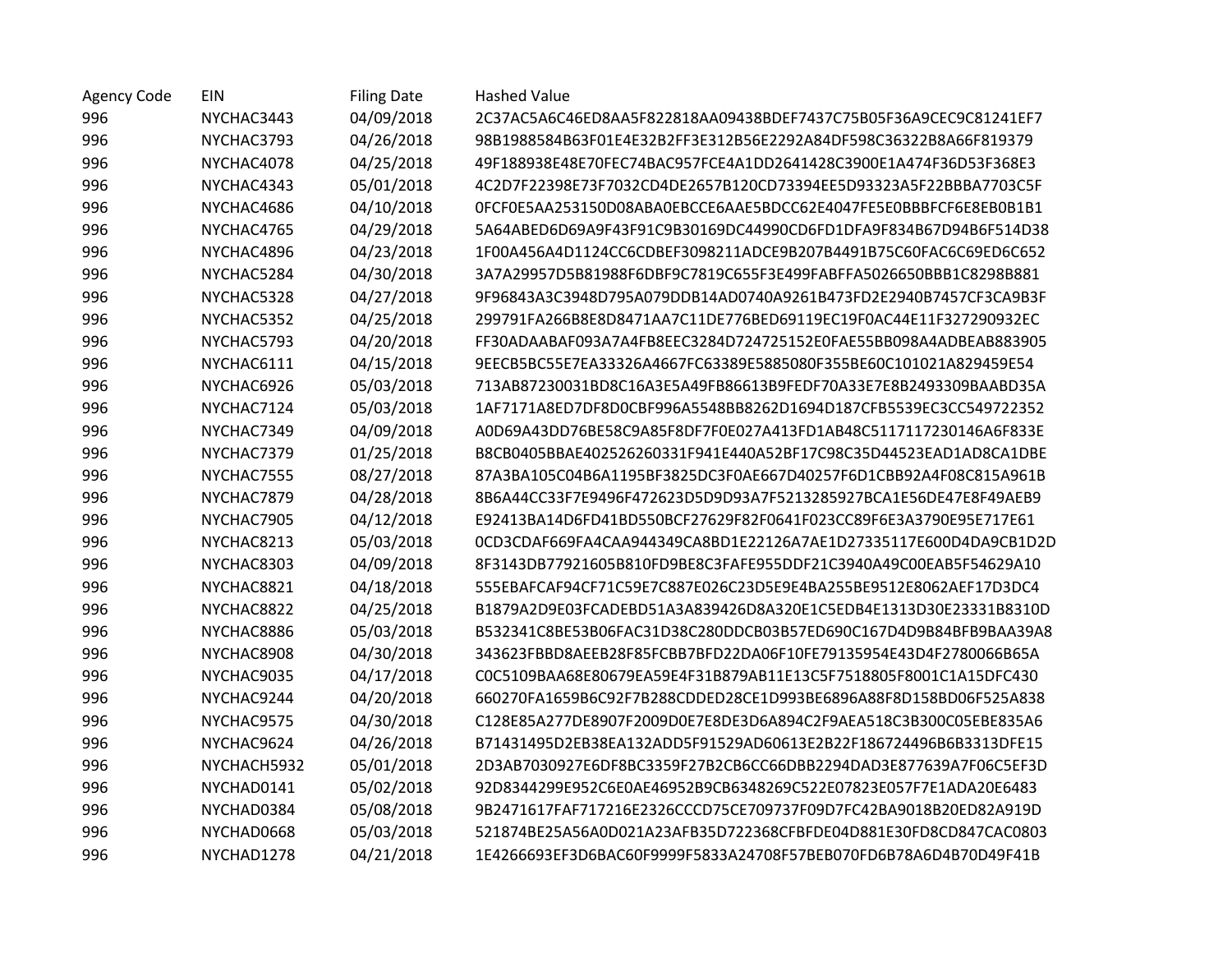| Agency Code | EIN | Filing Date | Hashed Value |
|---|---|---|---|
| 996 | NYCHAC3443 | 04/09/2018 | 2C37AC5A6C46ED8AA5F822818AA09438BDEF7437C75B05F36A9CEC9C81241EF7 |
| 996 | NYCHAC3793 | 04/26/2018 | 98B1988584B63F01E4E32B2FF3E312B56E2292A84DF598C36322B8A66F819379 |
| 996 | NYCHAC4078 | 04/25/2018 | 49F188938E48E70FEC74BAC957FCE4A1DD2641428C3900E1A474F36D53F368E3 |
| 996 | NYCHAC4343 | 05/01/2018 | 4C2D7F22398E73F7032CD4DE2657B120CD73394EE5D93323A5F22BBBA7703C5F |
| 996 | NYCHAC4686 | 04/10/2018 | 0FCF0E5AA253150D08ABA0EBCCE6AAE5BDCC62E4047FE5E0BBBFCF6E8EB0B1B1 |
| 996 | NYCHAC4765 | 04/29/2018 | 5A64ABED6D69A9F43F91C9B30169DC44990CD6FD1DFA9F834B67D94B6F514D38 |
| 996 | NYCHAC4896 | 04/23/2018 | 1F00A456A4D1124CC6CDBEF3098211ADCE9B207B4491B75C60FAC6C69ED6C652 |
| 996 | NYCHAC5284 | 04/30/2018 | 3A7A29957D5B81988F6DBF9C7819C655F3E499FABFFA5026650BBB1C8298B881 |
| 996 | NYCHAC5328 | 04/27/2018 | 9F96843A3C3948D795A079DDB14AD0740A9261B473FD2E2940B7457CF3CA9B3F |
| 996 | NYCHAC5352 | 04/25/2018 | 299791FA266B8E8D8471AA7C11DE776BED69119EC19F0AC44E11F327290932EC |
| 996 | NYCHAC5793 | 04/20/2018 | FF30ADAABAF093A7A4FB8EEC3284D724725152E0FAE55BB098A4ADBEAB883905 |
| 996 | NYCHAC6111 | 04/15/2018 | 9EECB5BC55E7EA33326A4667FC63389E5885080F355BE60C101021A829459E54 |
| 996 | NYCHAC6926 | 05/03/2018 | 713AB87230031BD8C16A3E5A49FB86613B9FEDF70A33E7E8B2493309BAABD35A |
| 996 | NYCHAC7124 | 05/03/2018 | 1AF7171A8ED7DF8D0CBF996A5548BB8262D1694D187CFB5539EC3CC549722352 |
| 996 | NYCHAC7349 | 04/09/2018 | A0D69A43DD76BE58C9A85F8DF7F0E027A413FD1AB48C5117117230146A6F833E |
| 996 | NYCHAC7379 | 01/25/2018 | B8CB0405BBAE402526260331F941E440A52BF17C98C35D44523EAD1AD8CA1DBE |
| 996 | NYCHAC7555 | 08/27/2018 | 87A3BA105C04B6A1195BF3825DC3F0AE667D40257F6D1CBB92A4F08C815A961B |
| 996 | NYCHAC7879 | 04/28/2018 | 8B6A44CC33F7E9496F472623D5D9D93A7F5213285927BCA1E56DE47E8F49AEB9 |
| 996 | NYCHAC7905 | 04/12/2018 | E92413BA14D6FD41BD550BCF27629F82F0641F023CC89F6E3A3790E95E717E61 |
| 996 | NYCHAC8213 | 05/03/2018 | 0CD3CDAF669FA4CAA944349CA8BD1E22126A7AE1D27335117E600D4DA9CB1D2D |
| 996 | NYCHAC8303 | 04/09/2018 | 8F3143DB77921605B810FD9BE8C3FAFE955DDF21C3940A49C00EAB5F54629A10 |
| 996 | NYCHAC8821 | 04/18/2018 | 555EBAFCAF94CF71C59E7C887E026C23D5E9E4BA255BE9512E8062AEF17D3DC4 |
| 996 | NYCHAC8822 | 04/25/2018 | B1879A2D9E03FCADEBD51A3A839426D8A320E1C5EDB4E1313D30E23331B8310D |
| 996 | NYCHAC8886 | 05/03/2018 | B532341C8BE53B06FAC31D38C280DDCB03B57ED690C167D4D9B84BFB9BAA39A8 |
| 996 | NYCHAC8908 | 04/30/2018 | 343623FBBD8AEEB28F85FCBB7BFD22DA06F10FE79135954E43D4F2780066B65A |
| 996 | NYCHAC9035 | 04/17/2018 | C0C5109BAA68E80679EA59E4F31B879AB11E13C5F7518805F8001C1A15DFC430 |
| 996 | NYCHAC9244 | 04/20/2018 | 660270FA1659B6C92F7B288CDDED28CE1D993BE6896A88F8D158BD06F525A838 |
| 996 | NYCHAC9575 | 04/30/2018 | C128E85A277DE8907F2009D0E7E8DE3D6A894C2F9AEA518C3B300C05EBE835A6 |
| 996 | NYCHAC9624 | 04/26/2018 | B71431495D2EB38EA132ADD5F91529AD60613E2B22F186724496B6B3313DFE15 |
| 996 | NYCHACH5932 | 05/01/2018 | 2D3AB7030927E6DF8BC3359F27B2CB6CC66DBB2294DAD3E877639A7F06C5EF3D |
| 996 | NYCHAD0141 | 05/02/2018 | 92D8344299E952C6E0AE46952B9CB6348269C522E07823E057F7E1ADA20E6483 |
| 996 | NYCHAD0384 | 05/08/2018 | 9B2471617FAF717216E2326CCCD75CE709737F09D7FC42BA9018B20ED82A919D |
| 996 | NYCHAD0668 | 05/03/2018 | 521874BE25A56A0D021A23AFB35D722368CFBFDE04D881E30FD8CD847CAC0803 |
| 996 | NYCHAD1278 | 04/21/2018 | 1E4266693EF3D6BAC60F9999F5833A24708F57BEB070FD6B78A6D4B70D49F41B |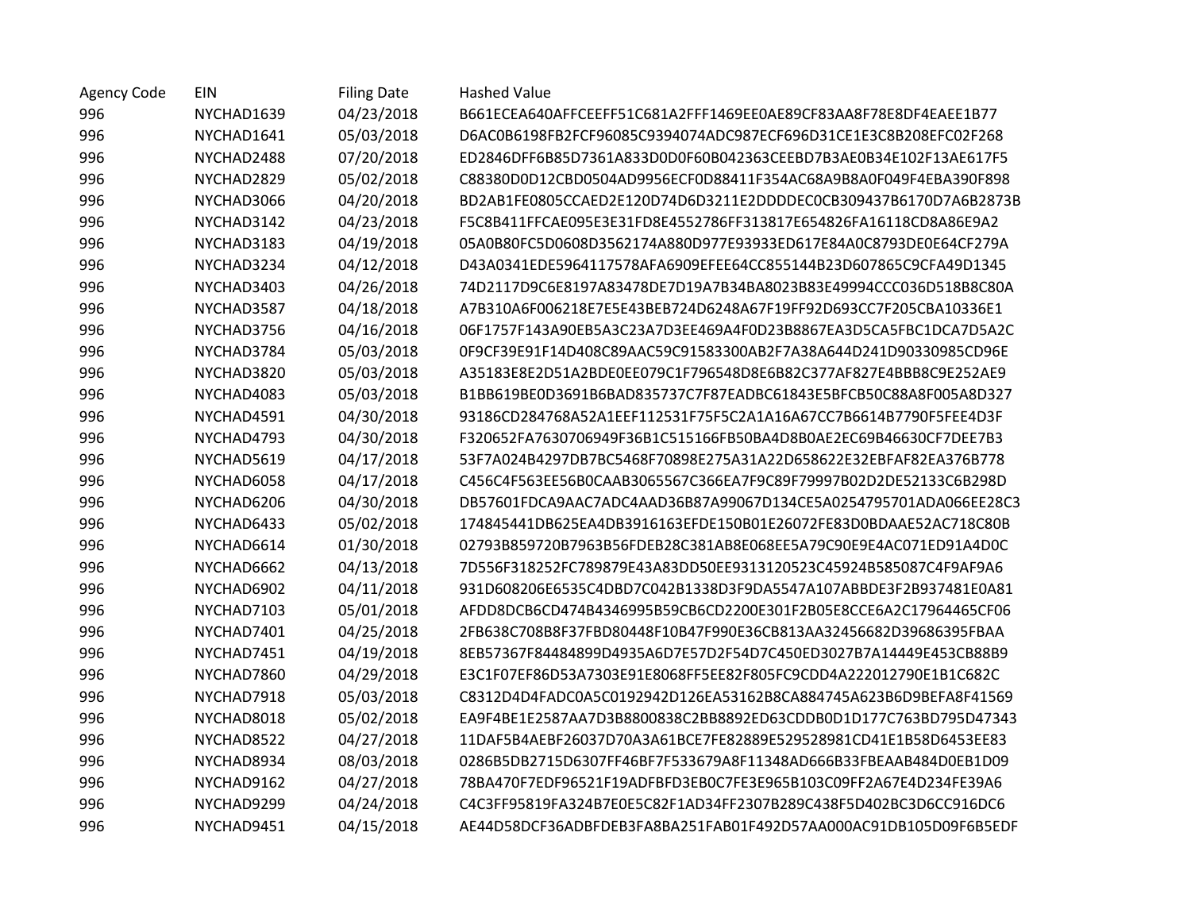| Agency Code | EIN | Filing Date | Hashed Value |
|---|---|---|---|
| 996 | NYCHAD1639 | 04/23/2018 | B661ECEA640AFFCEEFF51C681A2FFF1469EE0AE89CF83AA8F78E8DF4EAEE1B77 |
| 996 | NYCHAD1641 | 05/03/2018 | D6AC0B6198FB2FCF96085C9394074ADC987ECF696D31CE1E3C8B208EFC02F268 |
| 996 | NYCHAD2488 | 07/20/2018 | ED2846DFF6B85D7361A833D0D0F60B042363CEEBD7B3AE0B34E102F13AE617F5 |
| 996 | NYCHAD2829 | 05/02/2018 | C88380D0D12CBD0504AD9956ECF0D88411F354AC68A9B8A0F049F4EBA390F898 |
| 996 | NYCHAD3066 | 04/20/2018 | BD2AB1FE0805CCAED2E120D74D6D3211E2DDDDEC0CB309437B6170D7A6B2873B |
| 996 | NYCHAD3142 | 04/23/2018 | F5C8B411FFCAE095E3E31FD8E4552786FF313817E654826FA16118CD8A86E9A2 |
| 996 | NYCHAD3183 | 04/19/2018 | 05A0B80FC5D0608D3562174A880D977E93933ED617E84A0C8793DE0E64CF279A |
| 996 | NYCHAD3234 | 04/12/2018 | D43A0341EDE5964117578AFA6909EFEE64CC855144B23D607865C9CFA49D1345 |
| 996 | NYCHAD3403 | 04/26/2018 | 74D2117D9C6E8197A83478DE7D19A7B34BA8023B83E49994CCC036D518B8C80A |
| 996 | NYCHAD3587 | 04/18/2018 | A7B310A6F006218E7E5E43BEB724D6248A67F19FF92D693CC7F205CBA10336E1 |
| 996 | NYCHAD3756 | 04/16/2018 | 06F1757F143A90EB5A3C23A7D3EE469A4F0D23B8867EA3D5CA5FBC1DCA7D5A2C |
| 996 | NYCHAD3784 | 05/03/2018 | 0F9CF39E91F14D408C89AAC59C91583300AB2F7A38A644D241D90330985CD96E |
| 996 | NYCHAD3820 | 05/03/2018 | A35183E8E2D51A2BDE0EE079C1F796548D8E6B82C377AF827E4BBB8C9E252AE9 |
| 996 | NYCHAD4083 | 05/03/2018 | B1BB619BE0D3691B6BAD835737C7F87EADBC61843E5BFCB50C88A8F005A8D327 |
| 996 | NYCHAD4591 | 04/30/2018 | 93186CD284768A52A1EEF112531F75F5C2A1A16A67CC7B6614B7790F5FEE4D3F |
| 996 | NYCHAD4793 | 04/30/2018 | F320652FA7630706949F36B1C515166FB50BA4D8B0AE2EC69B46630CF7DEE7B3 |
| 996 | NYCHAD5619 | 04/17/2018 | 53F7A024B4297DB7BC5468F70898E275A31A22D658622E32EBFAF82EA376B778 |
| 996 | NYCHAD6058 | 04/17/2018 | C456C4F563EE56B0CAAB3065567C366EA7F9C89F79997B02D2DE52133C6B298D |
| 996 | NYCHAD6206 | 04/30/2018 | DB57601FDCA9AAC7ADC4AAD36B87A99067D134CE5A0254795701ADA066EE28C3 |
| 996 | NYCHAD6433 | 05/02/2018 | 174845441DB625EA4DB3916163EFDE150B01E26072FE83D0BDAAE52AC718C80B |
| 996 | NYCHAD6614 | 01/30/2018 | 02793B859720B7963B56FDEB28C381AB8E068EE5A79C90E9E4AC071ED91A4D0C |
| 996 | NYCHAD6662 | 04/13/2018 | 7D556F318252FC789879E43A83DD50EE9313120523C45924B585087C4F9AF9A6 |
| 996 | NYCHAD6902 | 04/11/2018 | 931D608206E6535C4DBD7C042B1338D3F9DA5547A107ABBDE3F2B937481E0A81 |
| 996 | NYCHAD7103 | 05/01/2018 | AFDD8DCB6CD474B4346995B59CB6CD2200E301F2B05E8CCE6A2C17964465CF06 |
| 996 | NYCHAD7401 | 04/25/2018 | 2FB638C708B8F37FBD80448F10B47F990E36CB813AA32456682D39686395FBAA |
| 996 | NYCHAD7451 | 04/19/2018 | 8EB57367F84484899D4935A6D7E57D2F54D7C450ED3027B7A14449E453CB88B9 |
| 996 | NYCHAD7860 | 04/29/2018 | E3C1F07EF86D53A7303E91E8068FF5EE82F805FC9CDD4A222012790E1B1C682C |
| 996 | NYCHAD7918 | 05/03/2018 | C8312D4D4FADC0A5C0192942D126EA53162B8CA884745A623B6D9BEFA8F41569 |
| 996 | NYCHAD8018 | 05/02/2018 | EA9F4BE1E2587AA7D3B8800838C2BB8892ED63CDDB0D1D177C763BD795D47343 |
| 996 | NYCHAD8522 | 04/27/2018 | 11DAF5B4AEBF26037D70A3A61BCE7FE82889E529528981CD41E1B58D6453EE83 |
| 996 | NYCHAD8934 | 08/03/2018 | 0286B5DB2715D6307FF46BF7F533679A8F11348AD666B33FBEAAB484D0EB1D09 |
| 996 | NYCHAD9162 | 04/27/2018 | 78BA470F7EDF96521F19ADFBFD3EB0C7FE3E965B103C09FF2A67E4D234FE39A6 |
| 996 | NYCHAD9299 | 04/24/2018 | C4C3FF95819FA324B7E0E5C82F1AD34FF2307B289C438F5D402BC3D6CC916DC6 |
| 996 | NYCHAD9451 | 04/15/2018 | AE44D58DCF36ADBFDEB3FA8BA251FAB01F492D57AA000AC91DB105D09F6B5EDF |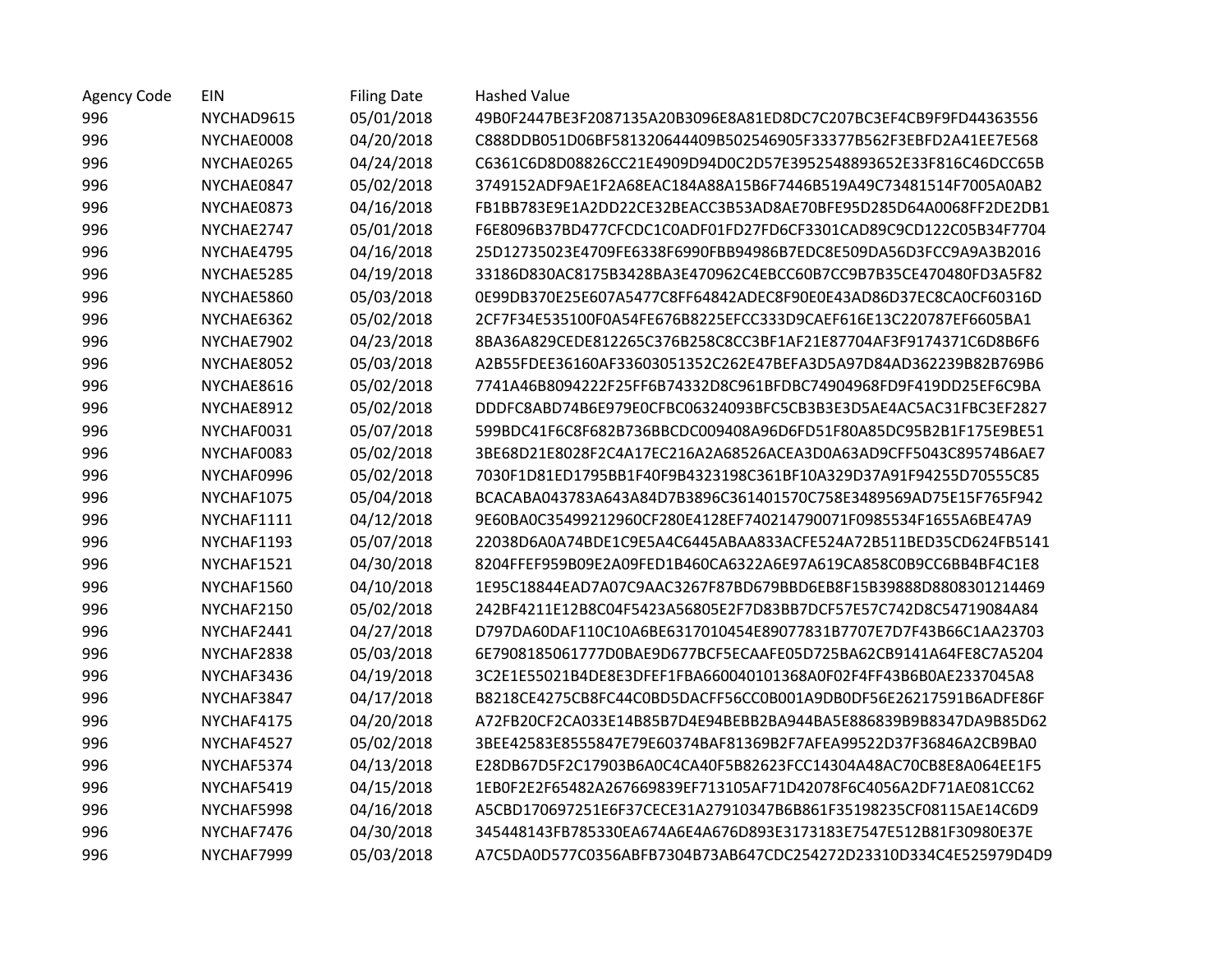| Agency Code | EIN | Filing Date | Hashed Value |
|---|---|---|---|
| 996 | NYCHAD9615 | 05/01/2018 | 49B0F2447BE3F2087135A20B3096E8A81ED8DC7C207BC3EF4CB9F9FD44363556 |
| 996 | NYCHAE0008 | 04/20/2018 | C888DDB051D06BF581320644409B502546905F33377B562F3EBFD2A41EE7E568 |
| 996 | NYCHAE0265 | 04/24/2018 | C6361C6D8D08826CC21E4909D94D0C2D57E3952548893652E33F816C46DCC65B |
| 996 | NYCHAE0847 | 05/02/2018 | 3749152ADF9AE1F2A68EAC184A88A15B6F7446B519A49C73481514F7005A0AB2 |
| 996 | NYCHAE0873 | 04/16/2018 | FB1BB783E9E1A2DD22CE32BEACC3B53AD8AE70BFE95D285D64A0068FF2DE2DB1 |
| 996 | NYCHAE2747 | 05/01/2018 | F6E8096B37BD477CFCDC1C0ADF01FD27FD6CF3301CAD89C9CD122C05B34F7704 |
| 996 | NYCHAE4795 | 04/16/2018 | 25D12735023E4709FE6338F6990FBB94986B7EDC8E509DA56D3FCC9A9A3B2016 |
| 996 | NYCHAE5285 | 04/19/2018 | 33186D830AC8175B3428BA3E470962C4EBCC60B7CC9B7B35CE470480FD3A5F82 |
| 996 | NYCHAE5860 | 05/03/2018 | 0E99DB370E25E607A5477C8FF64842ADEC8F90E0E43AD86D37EC8CA0CF60316D |
| 996 | NYCHAE6362 | 05/02/2018 | 2CF7F34E535100F0A54FE676B8225EFCC333D9CAEF616E13C220787EF6605BA1 |
| 996 | NYCHAE7902 | 04/23/2018 | 8BA36A829CEDE812265C376B258C8CC3BF1AF21E87704AF3F9174371C6D8B6F6 |
| 996 | NYCHAE8052 | 05/03/2018 | A2B55FDEE36160AF33603051352C262E47BEFA3D5A97D84AD362239B82B769B6 |
| 996 | NYCHAE8616 | 05/02/2018 | 7741A46B8094222F25FF6B74332D8C961BFDBC74904968FD9F419DD25EF6C9BA |
| 996 | NYCHAE8912 | 05/02/2018 | DDDFC8ABD74B6E979E0CFBC06324093BFC5CB3B3E3D5AE4AC5AC31FBC3EF2827 |
| 996 | NYCHAF0031 | 05/07/2018 | 599BDC41F6C8F682B736BBCDC009408A96D6FD51F80A85DC95B2B1F175E9BE51 |
| 996 | NYCHAF0083 | 05/02/2018 | 3BE68D21E8028F2C4A17EC216A2A68526ACEA3D0A63AD9CFF5043C89574B6AE7 |
| 996 | NYCHAF0996 | 05/02/2018 | 7030F1D81ED1795BB1F40F9B4323198C361BF10A329D37A91F94255D70555C85 |
| 996 | NYCHAF1075 | 05/04/2018 | BCACABA043783A643A84D7B3896C361401570C758E3489569AD75E15F765F942 |
| 996 | NYCHAF1111 | 04/12/2018 | 9E60BA0C35499212960CF280E4128EF740214790071F0985534F1655A6BE47A9 |
| 996 | NYCHAF1193 | 05/07/2018 | 22038D6A0A74BDE1C9E5A4C6445ABAA833ACFE524A72B511BED35CD624FB5141 |
| 996 | NYCHAF1521 | 04/30/2018 | 8204FFEF959B09E2A09FED1B460CA6322A6E97A619CA858C0B9CC6BB4BF4C1E8 |
| 996 | NYCHAF1560 | 04/10/2018 | 1E95C18844EAD7A07C9AAC3267F87BD679BBD6EB8F15B39888D8808301214469 |
| 996 | NYCHAF2150 | 05/02/2018 | 242BF4211E12B8C04F5423A56805E2F7D83BB7DCF57E57C742D8C54719084A84 |
| 996 | NYCHAF2441 | 04/27/2018 | D797DA60DAF110C10A6BE6317010454E89077831B7707E7D7F43B66C1AA23703 |
| 996 | NYCHAF2838 | 05/03/2018 | 6E7908185061777D0BAE9D677BCF5ECAAFE05D725BA62CB9141A64FE8C7A5204 |
| 996 | NYCHAF3436 | 04/19/2018 | 3C2E1E55021B4DE8E3DFEF1FBA660040101368A0F02F4FF43B6B0AE2337045A8 |
| 996 | NYCHAF3847 | 04/17/2018 | B8218CE4275CB8FC44C0BD5DACFF56CC0B001A9DB0DF56E26217591B6ADFE86F |
| 996 | NYCHAF4175 | 04/20/2018 | A72FB20CF2CA033E14B85B7D4E94BEBB2BA944BA5E886839B9B8347DA9B85D62 |
| 996 | NYCHAF4527 | 05/02/2018 | 3BEE42583E8555847E79E60374BAF81369B2F7AFEA99522D37F36846A2CB9BA0 |
| 996 | NYCHAF5374 | 04/13/2018 | E28DB67D5F2C17903B6A0C4CA40F5B82623FCC14304A48AC70CB8E8A064EE1F5 |
| 996 | NYCHAF5419 | 04/15/2018 | 1EB0F2E2F65482A267669839EF713105AF71D42078F6C4056A2DF71AE081CC62 |
| 996 | NYCHAF5998 | 04/16/2018 | A5CBD170697251E6F37CECE31A27910347B6B861F35198235CF08115AE14C6D9 |
| 996 | NYCHAF7476 | 04/30/2018 | 345448143FB785330EA674A6E4A676D893E3173183E7547E512B81F30980E37E |
| 996 | NYCHAF7999 | 05/03/2018 | A7C5DA0D577C0356ABFB7304B73AB647CDC254272D23310D334C4E525979D4D9 |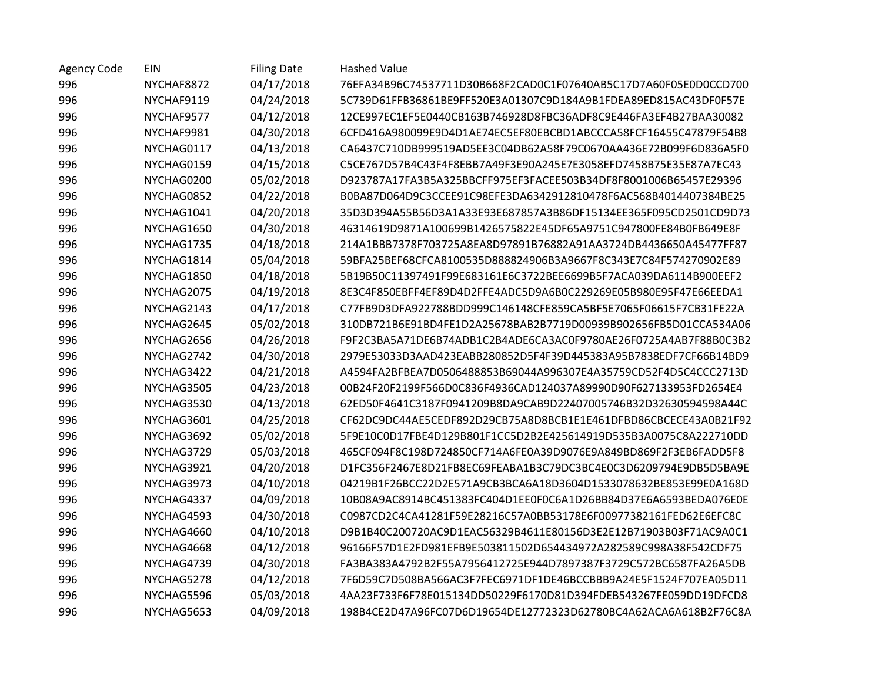| Agency Code | EIN | Filing Date | Hashed Value |
|---|---|---|---|
| 996 | NYCHAF8872 | 04/17/2018 | 76EFA34B96C74537711D30B668F2CAD0C1F07640AB5C17D7A60F05E0D0CCD700 |
| 996 | NYCHAF9119 | 04/24/2018 | 5C739D61FFB36861BE9FF520E3A01307C9D184A9B1FDEA89ED815AC43DF0F57E |
| 996 | NYCHAF9577 | 04/12/2018 | 12CE997EC1EF5E0440CB163B746928D8FBC36ADF8C9E446FA3EF4B27BAA30082 |
| 996 | NYCHAF9981 | 04/30/2018 | 6CFD416A980099E9D4D1AE74EC5EF80EBCBD1ABCCCA58FCF16455C47879F54B8 |
| 996 | NYCHAG0117 | 04/13/2018 | CA6437C710DB999519AD5EE3C04DB62A58F79C0670AA436E72B099F6D836A5F0 |
| 996 | NYCHAG0159 | 04/15/2018 | C5CE767D57B4C43F4F8EBB7A49F3E90A245E7E3058EFD7458B75E35E87A7EC43 |
| 996 | NYCHAG0200 | 05/02/2018 | D923787A17FA3B5A325BBCFF975EF3FACEE503B34DF8F8001006B65457E29396 |
| 996 | NYCHAG0852 | 04/22/2018 | B0BA87D064D9C3CCEE91C98EFE3DA6342912810478F6AC568B4014407384BE25 |
| 996 | NYCHAG1041 | 04/20/2018 | 35D3D394A55B56D3A1A33E93E687857A3B86DF15134EE365F095CD2501CD9D73 |
| 996 | NYCHAG1650 | 04/30/2018 | 46314619D9871A100699B1426575822E45DF65A9751C947800FE84B0FB649E8F |
| 996 | NYCHAG1735 | 04/18/2018 | 214A1BBB7378F703725A8EA8D97891B76882A91AA3724DB4436650A45477FF87 |
| 996 | NYCHAG1814 | 05/04/2018 | 59BFA25BEF68CFCA8100535D888824906B3A9667F8C343E7C84F574270902E89 |
| 996 | NYCHAG1850 | 04/18/2018 | 5B19B50C11397491F99E683161E6C3722BEE6699B5F7ACA039DA6114B900EEF2 |
| 996 | NYCHAG2075 | 04/19/2018 | 8E3C4F850EBFF4EF89D4D2FFE4ADC5D9A6B0C229269E05B980E95F47E66EEDA1 |
| 996 | NYCHAG2143 | 04/17/2018 | C77FB9D3DFA922788BDD999C146148CFE859CA5BF5E7065F06615F7CB31FE22A |
| 996 | NYCHAG2645 | 05/02/2018 | 310DB721B6E91BD4FE1D2A25678BAB2B7719D00939B902656FB5D01CCA534A06 |
| 996 | NYCHAG2656 | 04/26/2018 | F9F2C3BA5A71DE6B74ADB1C2B4ADE6CA3AC0F9780AE26F0725A4AB7F88B0C3B2 |
| 996 | NYCHAG2742 | 04/30/2018 | 2979E53033D3AAD423EABB280852D5F4F39D445383A95B7838EDF7CF66B14BD9 |
| 996 | NYCHAG3422 | 04/21/2018 | A4594FA2BFBEA7D0506488853B69044A996307E4A35759CD52F4D5C4CCC2713D |
| 996 | NYCHAG3505 | 04/23/2018 | 00B24F20F2199F566D0C836F4936CAD124037A89990D90F627133953FD2654E4 |
| 996 | NYCHAG3530 | 04/13/2018 | 62ED50F4641C3187F0941209B8DA9CAB9D22407005746B32D32630594598A44C |
| 996 | NYCHAG3601 | 04/25/2018 | CF62DC9DC44AE5CEDF892D29CB75A8D8BCB1E1E461DFBD86CBCECE43A0B21F92 |
| 996 | NYCHAG3692 | 05/02/2018 | 5F9E10C0D17FBE4D129B801F1CC5D2B2E425614919D535B3A0075C8A222710DD |
| 996 | NYCHAG3729 | 05/03/2018 | 465CF094F8C198D724850CF714A6FE0A39D9076E9A849BD869F2F3EB6FADD5F8 |
| 996 | NYCHAG3921 | 04/20/2018 | D1FC356F2467E8D21FB8EC69FEABA1B3C79DC3BC4E0C3D6209794E9DB5D5BA9E |
| 996 | NYCHAG3973 | 04/10/2018 | 04219B1F26BCC22D2E571A9CB3BCA6A18D3604D1533078632BE853E99E0A168D |
| 996 | NYCHAG4337 | 04/09/2018 | 10B08A9AC8914BC451383FC404D1EE0F0C6A1D26BB84D37E6A6593BEDA076E0E |
| 996 | NYCHAG4593 | 04/30/2018 | C0987CD2C4CA41281F59E28216C57A0BB53178E6F00977382161FED62E6EFC8C |
| 996 | NYCHAG4660 | 04/10/2018 | D9B1B40C200720AC9D1EAC56329B4611E80156D3E2E12B71903B03F71AC9A0C1 |
| 996 | NYCHAG4668 | 04/12/2018 | 96166F57D1E2FD981EFB9E503811502D654434972A282589C998A38F542CDF75 |
| 996 | NYCHAG4739 | 04/30/2018 | FA3BA383A4792B2F55A7956412725E944D7897387F3729C572BC6587FA26A5DB |
| 996 | NYCHAG5278 | 04/12/2018 | 7F6D59C7D508BA566AC3F7FEC6971DF1DE46BCCBBB9A24E5F1524F707EA05D11 |
| 996 | NYCHAG5596 | 05/03/2018 | 4AA23F733F6F78E015134DD50229F6170D81D394FDEB543267FE059DD19DFCD8 |
| 996 | NYCHAG5653 | 04/09/2018 | 198B4CE2D47A96FC07D6D19654DE12772323D62780BC4A62ACA6A618B2F76C8A |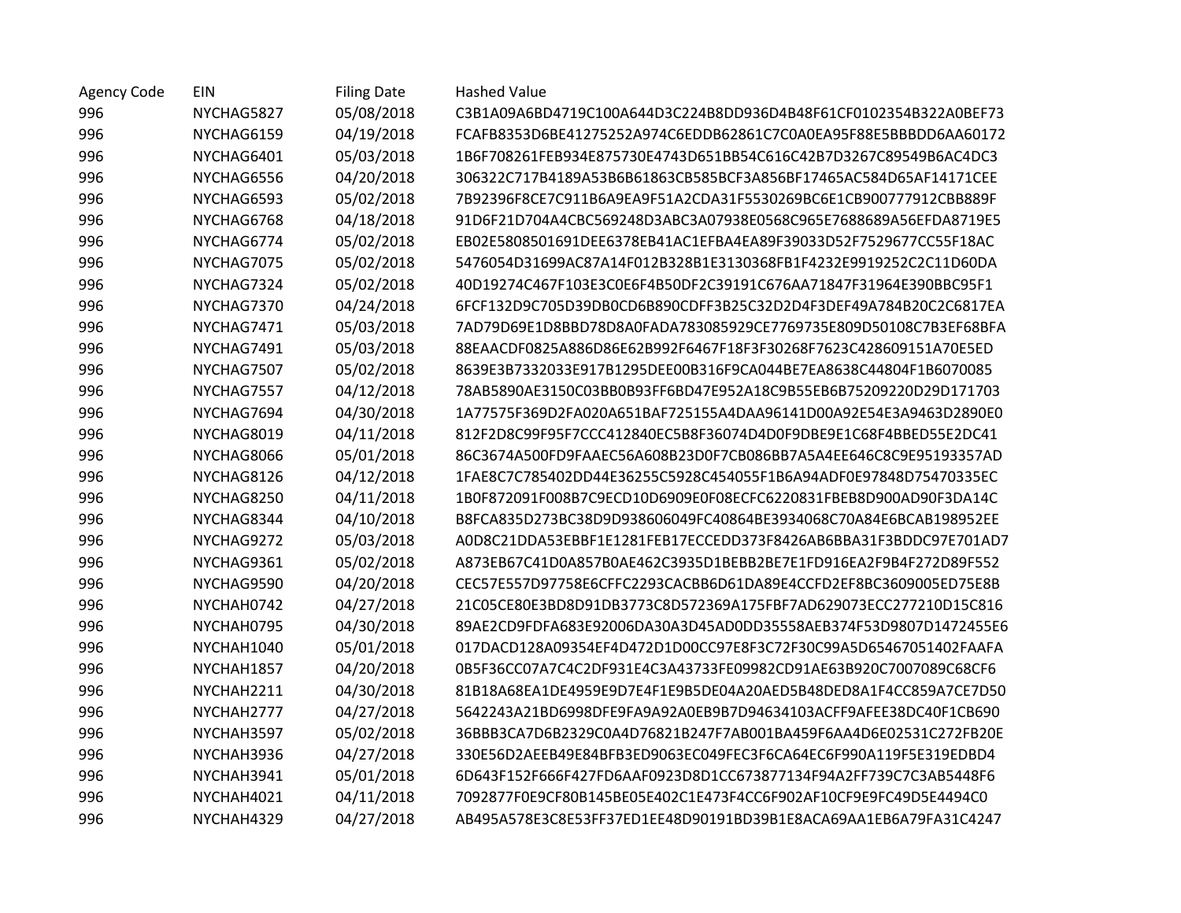| Agency Code | EIN | Filing Date | Hashed Value |
| --- | --- | --- | --- |
| 996 | NYCHAG5827 | 05/08/2018 | C3B1A09A6BD4719C100A644D3C224B8DD936D4B48F61CF0102354B322A0BEF73 |
| 996 | NYCHAG6159 | 04/19/2018 | FCAFB8353D6BE41275252A974C6EDDB62861C7C0A0EA95F88E5BBBDD6AA60172 |
| 996 | NYCHAG6401 | 05/03/2018 | 1B6F708261FEB934E875730E4743D651BB54C616C42B7D3267C89549B6AC4DC3 |
| 996 | NYCHAG6556 | 04/20/2018 | 306322C717B4189A53B6B61863CB585BCF3A856BF17465AC584D65AF14171CEE |
| 996 | NYCHAG6593 | 05/02/2018 | 7B92396F8CE7C911B6A9EA9F51A2CDA31F5530269BC6E1CB900777912CBB889F |
| 996 | NYCHAG6768 | 04/18/2018 | 91D6F21D704A4CBC569248D3ABC3A07938E0568C965E7688689A56EFDA8719E5 |
| 996 | NYCHAG6774 | 05/02/2018 | EB02E5808501691DEE6378EB41AC1EFBA4EA89F39033D52F7529677CC55F18AC |
| 996 | NYCHAG7075 | 05/02/2018 | 5476054D31699AC87A14F012B328B1E3130368FB1F4232E9919252C2C11D60DA |
| 996 | NYCHAG7324 | 05/02/2018 | 40D19274C467F103E3C0E6F4B50DF2C39191C676AA71847F31964E390BBC95F1 |
| 996 | NYCHAG7370 | 04/24/2018 | 6FCF132D9C705D39DB0CD6B890CDFF3B25C32D2D4F3DEF49A784B20C2C6817EA |
| 996 | NYCHAG7471 | 05/03/2018 | 7AD79D69E1D8BBD78D8A0FADA783085929CE7769735E809D50108C7B3EF68BFA |
| 996 | NYCHAG7491 | 05/03/2018 | 88EAACDF0825A886D86E62B992F6467F18F3F30268F7623C428609151A70E5ED |
| 996 | NYCHAG7507 | 05/02/2018 | 8639E3B7332033E917B1295DEE00B316F9CA044BE7EA8638C44804F1B6070085 |
| 996 | NYCHAG7557 | 04/12/2018 | 78AB5890AE3150C03BB0B93FF6BD47E952A18C9B55EB6B75209220D29D171703 |
| 996 | NYCHAG7694 | 04/30/2018 | 1A77575F369D2FA020A651BAF725155A4DAA96141D00A92E54E3A9463D2890E0 |
| 996 | NYCHAG8019 | 04/11/2018 | 812F2D8C99F95F7CCC412840EC5B8F36074D4D0F9DBE9E1C68F4BBED55E2DC41 |
| 996 | NYCHAG8066 | 05/01/2018 | 86C3674A500FD9FAAEC56A608B23D0F7CB086BB7A5A4EE646C8C9E95193357AD |
| 996 | NYCHAG8126 | 04/12/2018 | 1FAE8C7C785402DD44E36255C5928C454055F1B6A94ADF0E97848D75470335EC |
| 996 | NYCHAG8250 | 04/11/2018 | 1B0F872091F008B7C9ECD10D6909E0F08ECFC6220831FBEB8D900AD90F3DA14C |
| 996 | NYCHAG8344 | 04/10/2018 | B8FCA835D273BC38D9D938606049FC40864BE3934068C70A84E6BCAB198952EE |
| 996 | NYCHAG9272 | 05/03/2018 | A0D8C21DDA53EBBF1E1281FEB17ECCEDD373F8426AB6BBA31F3BDDC97E701AD7 |
| 996 | NYCHAG9361 | 05/02/2018 | A873EB67C41D0A857B0AE462C3935D1BEBB2BE7E1FD916EA2F9B4F272D89F552 |
| 996 | NYCHAG9590 | 04/20/2018 | CEC57E557D97758E6CFFC2293CACBB6D61DA89E4CCFD2EF8BC3609005ED75E8B |
| 996 | NYCHAH0742 | 04/27/2018 | 21C05CE80E3BD8D91DB3773C8D572369A175FBF7AD629073ECC277210D15C816 |
| 996 | NYCHAH0795 | 04/30/2018 | 89AE2CD9FDFA683E92006DA30A3D45AD0DD35558AEB374F53D9807D1472455E6 |
| 996 | NYCHAH1040 | 05/01/2018 | 017DACD128A09354EF4D472D1D00CC97E8F3C72F30C99A5D65467051402FAAFA |
| 996 | NYCHAH1857 | 04/20/2018 | 0B5F36CC07A7C4C2DF931E4C3A43733FE09982CD91AE63B920C7007089C68CF6 |
| 996 | NYCHAH2211 | 04/30/2018 | 81B18A68EA1DE4959E9D7E4F1E9B5DE04A20AED5B48DED8A1F4CC859A7CE7D50 |
| 996 | NYCHAH2777 | 04/27/2018 | 5642243A21BD6998DFE9FA9A92A0EB9B7D94634103ACFF9AFEE38DC40F1CB690 |
| 996 | NYCHAH3597 | 05/02/2018 | 36BBB3CA7D6B2329C0A4D76821B247F7AB001BA459F6AA4D6E02531C272FB20E |
| 996 | NYCHAH3936 | 04/27/2018 | 330E56D2AEEB49E84BFB3ED9063EC049FEC3F6CA64EC6F990A119F5E319EDBD4 |
| 996 | NYCHAH3941 | 05/01/2018 | 6D643F152F666F427FD6AAF0923D8D1CC673877134F94A2FF739C7C3AB5448F6 |
| 996 | NYCHAH4021 | 04/11/2018 | 7092877F0E9CF80B145BE05E402C1E473F4CC6F902AF10CF9E9FC49D5E4494C0 |
| 996 | NYCHAH4329 | 04/27/2018 | AB495A578E3C8E53FF37ED1EE48D90191BD39B1E8ACA69AA1EB6A79FA31C4247 |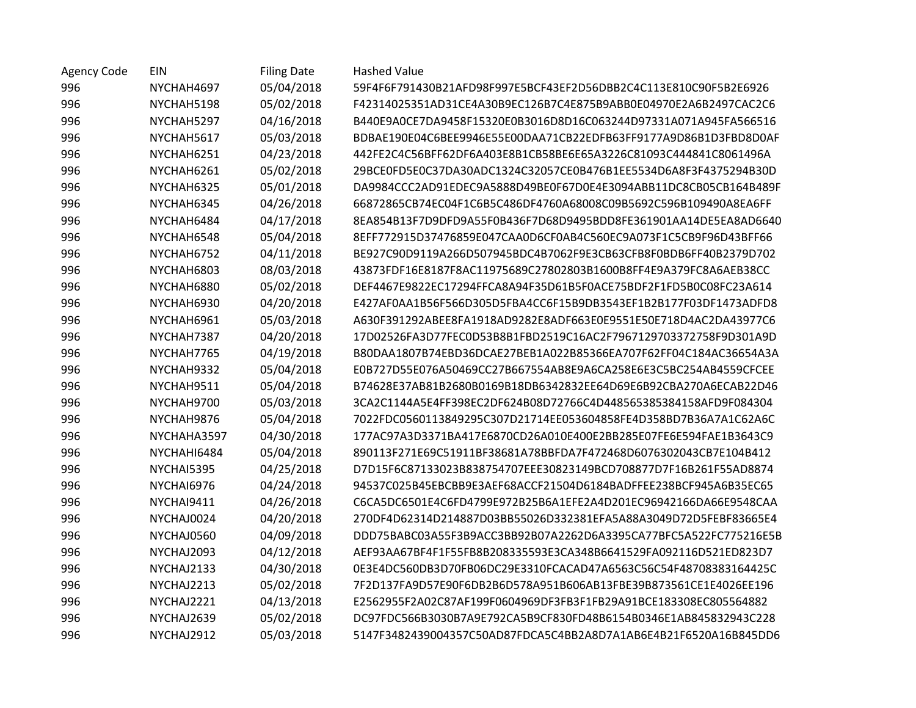| Agency Code | EIN | Filing Date | Hashed Value |
|---|---|---|---|
| 996 | NYCHAH4697 | 05/04/2018 | 59F4F6F791430B21AFD98F997E5BCF43EF2D56DBB2C4C113E810C90F5B2E6926 |
| 996 | NYCHAH5198 | 05/02/2018 | F42314025351AD31CE4A30B9EC126B7C4E875B9ABB0E04970E2A6B2497CAC2C6 |
| 996 | NYCHAH5297 | 04/16/2018 | B440E9A0CE7DA9458F15320E0B3016D8D16C063244D97331A071A945FA566516 |
| 996 | NYCHAH5617 | 05/03/2018 | BDBAE190E04C6BEE9946E55E00DAA71CB22EDFB63FF9177A9D86B1D3FBD8D0AF |
| 996 | NYCHAH6251 | 04/23/2018 | 442FE2C4C56BFF62DF6A403E8B1CB58BE6E65A3226C81093C444841C8061496A |
| 996 | NYCHAH6261 | 05/02/2018 | 29BCE0FD5E0C37DA30ADC1324C32057CE0B476B1EE5534D6A8F3F4375294B30D |
| 996 | NYCHAH6325 | 05/01/2018 | DA9984CCC2AD91EDEC9A5888D49BE0F67D0E4E3094ABB11DC8CB05CB164B489F |
| 996 | NYCHAH6345 | 04/26/2018 | 66872865CB74EC04F1C6B5C486DF4760A68008C09B5692C596B109490A8EA6FF |
| 996 | NYCHAH6484 | 04/17/2018 | 8EA854B13F7D9DFD9A55F0B436F7D68D9495BDD8FE361901AA14DE5EA8AD6640 |
| 996 | NYCHAH6548 | 05/04/2018 | 8EFF772915D37476859E047CAA0D6CF0AB4C560EC9A073F1C5CB9F96D43BFF66 |
| 996 | NYCHAH6752 | 04/11/2018 | BE927C90D9119A266D507945BDC4B7062F9E3CB63CFB8F0BDB6FF40B2379D702 |
| 996 | NYCHAH6803 | 08/03/2018 | 43873FDF16E8187F8AC11975689C27802803B1600B8FF4E9A379FC8A6AEB38CC |
| 996 | NYCHAH6880 | 05/02/2018 | DEF4467E9822EC17294FFCA8A94F35D61B5F0ACE75BDF2F1FD5B0C08FC23A614 |
| 996 | NYCHAH6930 | 04/20/2018 | E427AF0AA1B56F566D305D5FBA4CC6F15B9DB3543EF1B2B177F03DF1473ADFD8 |
| 996 | NYCHAH6961 | 05/03/2018 | A630F391292ABEE8FA1918AD9282E8ADF663E0E9551E50E718D4AC2DA43977C6 |
| 996 | NYCHAH7387 | 04/20/2018 | 17D02526FA3D77FEC0D53B8B1FBD2519C16AC2F7967129703372758F9D301A9D |
| 996 | NYCHAH7765 | 04/19/2018 | B80DAA1807B74EBD36DCAE27BEB1A022B85366EA707F62FF04C184AC36654A3A |
| 996 | NYCHAH9332 | 05/04/2018 | E0B727D55E076A50469CC27B667554AB8E9A6CA258E6E3C5BC254AB4559CFCEE |
| 996 | NYCHAH9511 | 05/04/2018 | B74628E37AB81B2680B0169B18DB6342832EE64D69E6B92CBA270A6ECAB22D46 |
| 996 | NYCHAH9700 | 05/03/2018 | 3CA2C1144A5E4FF398EC2DF624B08D72766C4D448565385384158AFD9F084304 |
| 996 | NYCHAH9876 | 05/04/2018 | 7022FDC0560113849295C307D21714EE053604858FE4D358BD7B36A7A1C62A6C |
| 996 | NYCHAHA3597 | 04/30/2018 | 177AC97A3D3371BA417E6870CD26A010E400E2BB285E07FE6E594FAE1B3643C9 |
| 996 | NYCHAHI6484 | 05/04/2018 | 890113F271E69C51911BF38681A78BBFDA7F472468D6076302043CB7E104B412 |
| 996 | NYCHAI5395 | 04/25/2018 | D7D15F6C87133023B838754707EEE30823149BCD708877D7F16B261F55AD8874 |
| 996 | NYCHAI6976 | 04/24/2018 | 94537C025B45EBCBB9E3AEF68ACCF21504D6184BADFFEE238BCF945A6B35EC65 |
| 996 | NYCHAI9411 | 04/26/2018 | C6CA5DC6501E4C6FD4799E972B25B6A1EFE2A4D201EC96942166DA66E9548CAA |
| 996 | NYCHAJ0024 | 04/20/2018 | 270DF4D62314D214887D03BB55026D332381EFA5A88A3049D72D5FEBF83665E4 |
| 996 | NYCHAJ0560 | 04/09/2018 | DDD75BABC03A55F3B9ACC3BB92B07A2262D6A3395CA77BFC5A522FC775216E5B |
| 996 | NYCHAJ2093 | 04/12/2018 | AEF93AA67BF4F1F55FB8B208335593E3CA348B6641529FA092116D521ED823D7 |
| 996 | NYCHAJ2133 | 04/30/2018 | 0E3E4DC560DB3D70FB06DC29E3310FCACAD47A6563C56C54F48708383164425C |
| 996 | NYCHAJ2213 | 05/02/2018 | 7F2D137FA9D57E90F6DB2B6D578A951B606AB13FBE39B873561CE1E4026EE196 |
| 996 | NYCHAJ2221 | 04/13/2018 | E2562955F2A02C87AF199F0604969DF3FB3F1FB29A91BCE183308EC805564882 |
| 996 | NYCHAJ2639 | 05/02/2018 | DC97FDC566B3030B7A9E792CA5B9CF830FD48B6154B0346E1AB845832943C228 |
| 996 | NYCHAJ2912 | 05/03/2018 | 5147F3482439004357C50AD87FDCA5C4BB2A8D7A1AB6E4B21F6520A16B845DD6 |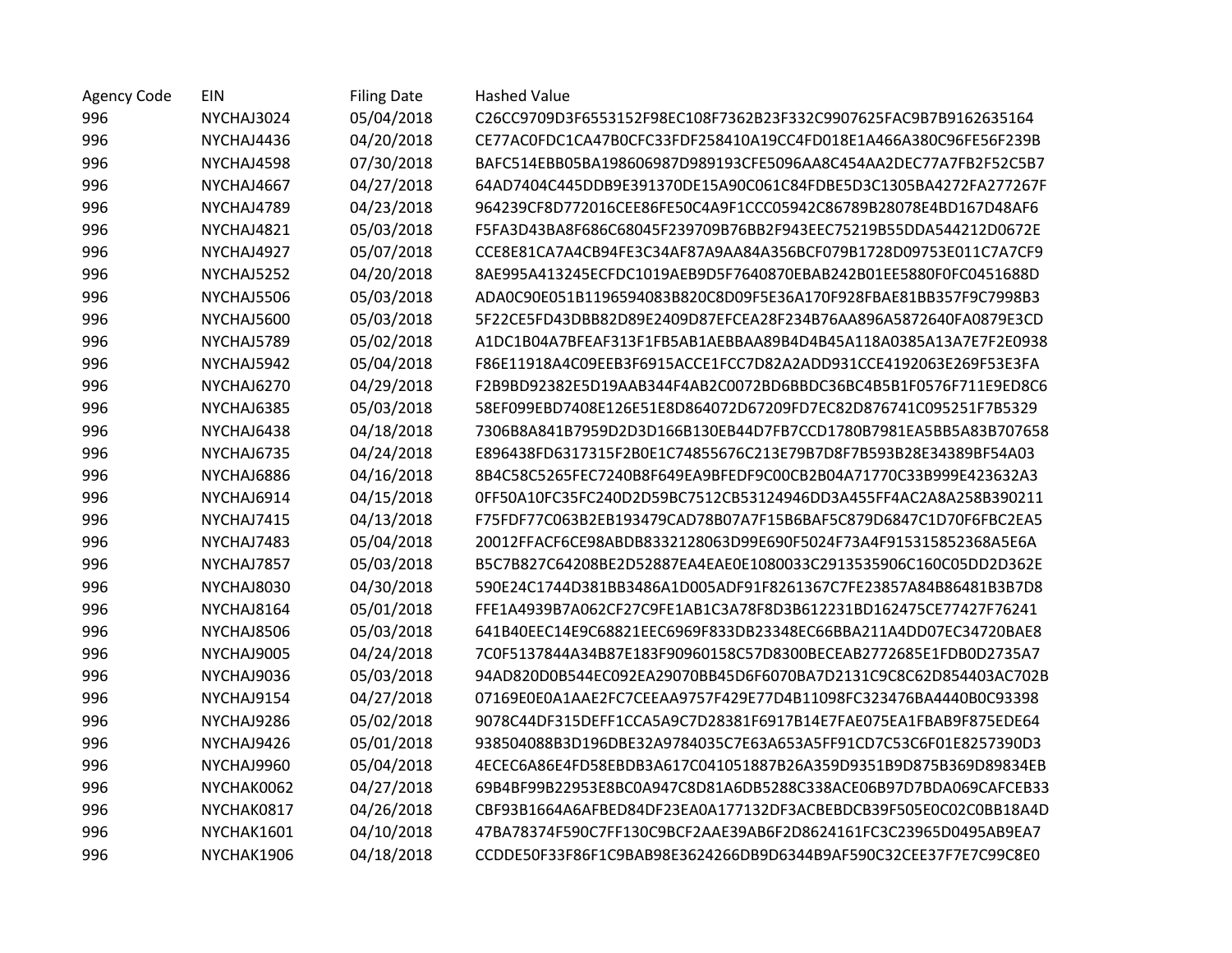| Agency Code | EIN | Filing Date | Hashed Value |
| --- | --- | --- | --- |
| 996 | NYCHAJ3024 | 05/04/2018 | C26CC9709D3F6553152F98EC108F7362B23F332C9907625FAC9B7B9162635164 |
| 996 | NYCHAJ4436 | 04/20/2018 | CE77AC0FDC1CA47B0CFC33FDF258410A19CC4FD018E1A466A380C96FE56F239B |
| 996 | NYCHAJ4598 | 07/30/2018 | BAFC514EBB05BA198606987D989193CFE5096AA8C454AA2DEC77A7FB2F52C5B7 |
| 996 | NYCHAJ4667 | 04/27/2018 | 64AD7404C445DDB9E391370DE15A90C061C84FDBE5D3C1305BA4272FA277267F |
| 996 | NYCHAJ4789 | 04/23/2018 | 964239CF8D772016CEE86FE50C4A9F1CCC05942C86789B28078E4BD167D48AF6 |
| 996 | NYCHAJ4821 | 05/03/2018 | F5FA3D43BA8F686C68045F239709B76BB2F943EEC75219B55DDA544212D0672E |
| 996 | NYCHAJ4927 | 05/07/2018 | CCE8E81CA7A4CB94FE3C34AF87A9AA84A356BCF079B1728D09753E011C7A7CF9 |
| 996 | NYCHAJ5252 | 04/20/2018 | 8AE995A413245ECFDC1019AEB9D5F7640870EBAB242B01EE5880F0FC0451688D |
| 996 | NYCHAJ5506 | 05/03/2018 | ADA0C90E051B1196594083B820C8D09F5E36A170F928FBAE81BB357F9C7998B3 |
| 996 | NYCHAJ5600 | 05/03/2018 | 5F22CE5FD43DBB82D89E2409D87EFCEA28F234B76AA896A5872640FA0879E3CD |
| 996 | NYCHAJ5789 | 05/02/2018 | A1DC1B04A7BFEAF313F1FB5AB1AEBBAA89B4D4B45A118A0385A13A7E7F2E0938 |
| 996 | NYCHAJ5942 | 05/04/2018 | F86E11918A4C09EEB3F6915ACCE1FCC7D82A2ADD931CCE4192063E269F53E3FA |
| 996 | NYCHAJ6270 | 04/29/2018 | F2B9BD92382E5D19AAB344F4AB2C0072BD6BBDC36BC4B5B1F0576F711E9ED8C6 |
| 996 | NYCHAJ6385 | 05/03/2018 | 58EF099EBD7408E126E51E8D864072D67209FD7EC82D876741C095251F7B5329 |
| 996 | NYCHAJ6438 | 04/18/2018 | 7306B8A841B7959D2D3D166B130EB44D7FB7CCD1780B7981EA5BB5A83B707658 |
| 996 | NYCHAJ6735 | 04/24/2018 | E896438FD6317315F2B0E1C74855676C213E79B7D8F7B593B28E34389BF54A03 |
| 996 | NYCHAJ6886 | 04/16/2018 | 8B4C58C5265FEC7240B8F649EA9BFEDF9C00CB2B04A71770C33B999E423632A3 |
| 996 | NYCHAJ6914 | 04/15/2018 | 0FF50A10FC35FC240D2D59BC7512CB53124946DD3A455FF4AC2A8A258B390211 |
| 996 | NYCHAJ7415 | 04/13/2018 | F75FDF77C063B2EB193479CAD78B07A7F15B6BAF5C879D6847C1D70F6FBC2EA5 |
| 996 | NYCHAJ7483 | 05/04/2018 | 20012FFACF6CE98ABDB8332128063D99E690F5024F73A4F915315852368A5E6A |
| 996 | NYCHAJ7857 | 05/03/2018 | B5C7B827C64208BE2D52887EA4EAE0E1080033C2913535906C160C05DD2D362E |
| 996 | NYCHAJ8030 | 04/30/2018 | 590E24C1744D381BB3486A1D005ADF91F8261367C7FE23857A84B86481B3B7D8 |
| 996 | NYCHAJ8164 | 05/01/2018 | FFE1A4939B7A062CF27C9FE1AB1C3A78F8D3B612231BD162475CE77427F76241 |
| 996 | NYCHAJ8506 | 05/03/2018 | 641B40EEC14E9C68821EEC6969F833DB23348EC66BBA211A4DD07EC34720BAE8 |
| 996 | NYCHAJ9005 | 04/24/2018 | 7C0F5137844A34B87E183F90960158C57D8300BECEAB2772685E1FDB0D2735A7 |
| 996 | NYCHAJ9036 | 05/03/2018 | 94AD820D0B544EC092EA29070BB45D6F6070BA7D2131C9C8C62D854403AC702B |
| 996 | NYCHAJ9154 | 04/27/2018 | 07169E0E0A1AAE2FC7CEEAA9757F429E77D4B11098FC323476BA4440B0C93398 |
| 996 | NYCHAJ9286 | 05/02/2018 | 9078C44DF315DEFF1CCA5A9C7D28381F6917B14E7FAE075EA1FBAB9F875EDE64 |
| 996 | NYCHAJ9426 | 05/01/2018 | 938504088B3D196DBE32A9784035C7E63A653A5FF91CD7C53C6F01E8257390D3 |
| 996 | NYCHAJ9960 | 05/04/2018 | 4ECEC6A86E4FD58EBDB3A617C041051887B26A359D9351B9D875B369D89834EB |
| 996 | NYCHAK0062 | 04/27/2018 | 69B4BF99B22953E8BC0A947C8D81A6DB5288C338ACE06B97D7BDA069CAFCEB33 |
| 996 | NYCHAK0817 | 04/26/2018 | CBF93B1664A6AFBED84DF23EA0A177132DF3ACBEBDCB39F505E0C02C0BB18A4D |
| 996 | NYCHAK1601 | 04/10/2018 | 47BA78374F590C7FF130C9BCF2AAE39AB6F2D8624161FC3C23965D0495AB9EA7 |
| 996 | NYCHAK1906 | 04/18/2018 | CCDDE50F33F86F1C9BAB98E3624266DB9D6344B9AF590C32CEE37F7E7C99C8E0 |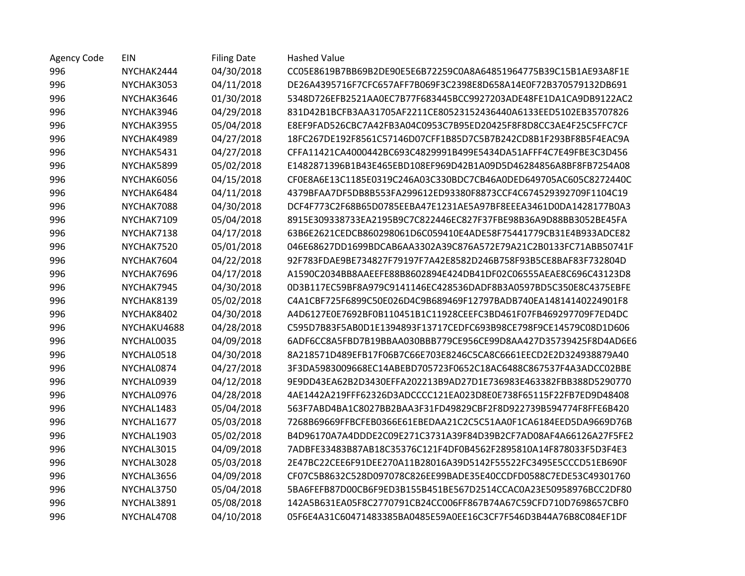| Agency Code | EIN | Filing Date | Hashed Value |
| --- | --- | --- | --- |
| 996 | NYCHAK2444 | 04/30/2018 | CC05E8619B7BB69B2DE90E5E6B72259C0A8A64851964775B39C15B1AE93A8F1E |
| 996 | NYCHAK3053 | 04/11/2018 | DE26A4395716F7CFC657AFF7B069F3C2398E8D658A14E0F72B370579132DB691 |
| 996 | NYCHAK3646 | 01/30/2018 | 5348D726EFB2521AA0EC7B77F683445BCC9927203ADE48FE1DA1CA9DB9122AC2 |
| 996 | NYCHAK3946 | 04/29/2018 | 831D42B1BCFB3AA31705AF2211CE80523152436440A6133EED5102EB35707826 |
| 996 | NYCHAK3955 | 05/04/2018 | E8EF9FAD526CBC7A42FB3A04C0953C7B95ED20425F8F8D8CC3AE4F25C5FFC7CF |
| 996 | NYCHAK4989 | 04/27/2018 | 18FC267DE192F8561C57146D07CFF1B85D7C5B7B242CD8B1F293BF8B5F4EAC9A |
| 996 | NYCHAK5431 | 04/27/2018 | CFFA11421CA4000442BC693C4829991B499E5434DA51AFFF4C7E49FBE3C3D456 |
| 996 | NYCHAK5899 | 05/02/2018 | E1482871396B1B43E465EBD108EF969D42B1A09D5D46284856A8BF8FB7254A08 |
| 996 | NYCHAK6056 | 04/15/2018 | CF0E8A6E13C1185E0319C246A03C330BDC7CB46A0DED649705AC605C8272440C |
| 996 | NYCHAK6484 | 04/11/2018 | 4379BFAA7DF5DB8B553FA299612ED93380F8873CCF4C674529392709F1104C19 |
| 996 | NYCHAK7088 | 04/30/2018 | DCF4F773C2F68B65D0785EEBA47E1231AE5A97BF8EEEA3461D0DA1428177B0A3 |
| 996 | NYCHAK7109 | 05/04/2018 | 8915E309338733EA2195B9C7C822446EC827F37FBE98B36A9D88BB3052BE45FA |
| 996 | NYCHAK7138 | 04/17/2018 | 63B6E2621CEDCB860298061D6C059410E4ADE58F75441779CB31E4B933ADCE82 |
| 996 | NYCHAK7520 | 05/01/2018 | 046E68627DD1699BDCAB6AA3302A39C876A572E79A21C2B0133FC71ABB50741F |
| 996 | NYCHAK7604 | 04/22/2018 | 92F783FDAE9BE734827F79197F7A42E8582D246B758F93B5CE8BAF83F732804D |
| 996 | NYCHAK7696 | 04/17/2018 | A1590C2034BB8AAEEFE88B8602894E424DB41DF02C06555AEAE8C696C43123D8 |
| 996 | NYCHAK7945 | 04/30/2018 | 0D3B117EC59BF8A979C9141146EC428536DADF8B3A0597BD5C350E8C4375EBFE |
| 996 | NYCHAK8139 | 05/02/2018 | C4A1CBF725F6899C50E026D4C9B689469F12797BADB740EA14814140224901F8 |
| 996 | NYCHAK8402 | 04/30/2018 | A4D6127E0E7692BF0B110451B1C11928CEEFC3BD461F07FB469297709F7ED4DC |
| 996 | NYCHAKU4688 | 04/28/2018 | C595D7B83F5AB0D1E1394893F13717CEDFC693B98CE798F9CE14579C08D1D606 |
| 996 | NYCHAL0035 | 04/09/2018 | 6ADF6CC8A5FBD7B19BBAA030BBB779CE956CE99D8AA427D35739425F8D4AD6E6 |
| 996 | NYCHAL0518 | 04/30/2018 | 8A218571D489EFB17F06B7C66E703E8246C5CA8C6661EECD2E2D324938879A40 |
| 996 | NYCHAL0874 | 04/27/2018 | 3F3DA5983009668EC14ABEBD705723F0652C18AC6488C867537F4A3ADCC02BBE |
| 996 | NYCHAL0939 | 04/12/2018 | 9E9DD43EA62B2D3430EFFA202213B9AD27D1E736983E463382FBB388D5290770 |
| 996 | NYCHAL0976 | 04/28/2018 | 4AE1442A219FFF62326D3ADCCCC121EA023D8E0E738F65115F22FB7ED9D48408 |
| 996 | NYCHAL1483 | 05/04/2018 | 563F7ABD4BA1C8027BB2BAA3F31FD49829CBF2F8D922739B594774F8FFE6B420 |
| 996 | NYCHAL1677 | 05/03/2018 | 7268B69669FFBCFEB0366E61EBEDAA21C2C5C51AA0F1CA6184EED5DA9669D76B |
| 996 | NYCHAL1903 | 05/02/2018 | B4D96170A7A4DDDE2C09E271C3731A39F84D39B2CF7AD08AF4A66126A27F5FE2 |
| 996 | NYCHAL3015 | 04/09/2018 | 7ADBFE33483B87AB18C35376C121F4DF0B4562F2895810A14F878033F5D3F4E3 |
| 996 | NYCHAL3028 | 05/03/2018 | 2E47BC22CEE6F91DEE270A11B28016A39D5142F55522FC3495E5CCCD51EB690F |
| 996 | NYCHAL3656 | 04/09/2018 | CF07C5B8632C528D097078C826EE99BADE35E40CCDFD0588C7EDE53C49301760 |
| 996 | NYCHAL3750 | 05/04/2018 | 5BA6FEFB87D00CB6F9ED3B155B451BE567D2514CCAC0A23E50958976BCC2DF80 |
| 996 | NYCHAL3891 | 05/08/2018 | 142A5B631EA05F8C2770791CB24CC006FF867B74A67C59CFD710D7698657CBF0 |
| 996 | NYCHAL4708 | 04/10/2018 | 05F6E4A31C60471483385BA0485E59A0EE16C3CF7F546D3B44A76B8C084EF1DF |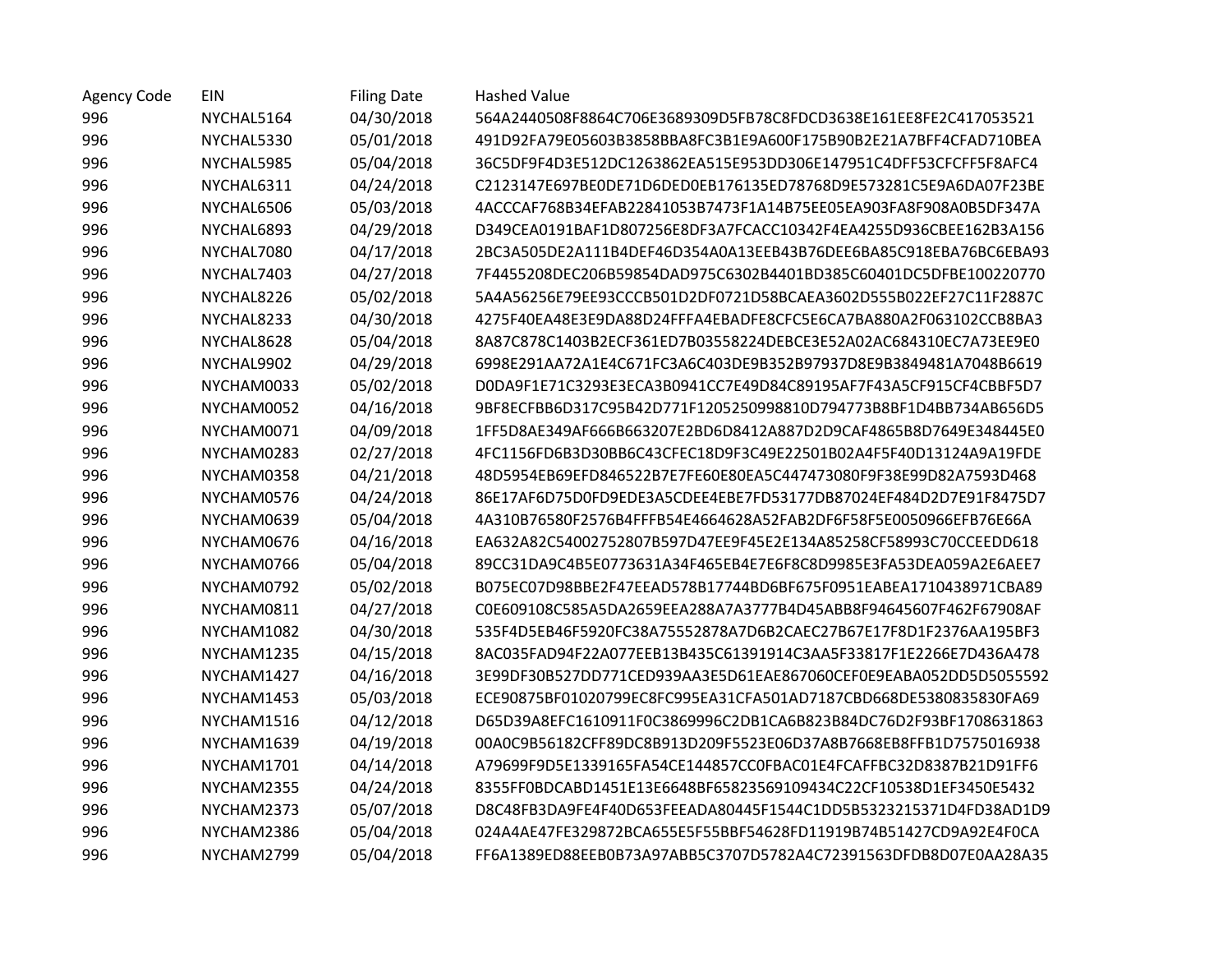| Agency Code | EIN | Filing Date | Hashed Value |
|---|---|---|---|
| 996 | NYCHAL5164 | 04/30/2018 | 564A2440508F8864C706E3689309D5FB78C8FDCD3638E161EE8FE2C417053521 |
| 996 | NYCHAL5330 | 05/01/2018 | 491D92FA79E05603B3858BBA8FC3B1E9A600F175B90B2E21A7BFF4CFAD710BEA |
| 996 | NYCHAL5985 | 05/04/2018 | 36C5DF9F4D3E512DC1263862EA515E953DD306E147951C4DFF53CFCFF5F8AFC4 |
| 996 | NYCHAL6311 | 04/24/2018 | C2123147E697BE0DE71D6DED0EB176135ED78768D9E573281C5E9A6DA07F23BE |
| 996 | NYCHAL6506 | 05/03/2018 | 4ACCCAF768B34EFAB22841053B7473F1A14B75EE05EA903FA8F908A0B5DF347A |
| 996 | NYCHAL6893 | 04/29/2018 | D349CEA0191BAF1D807256E8DF3A7FCACC10342F4EA4255D936CBEE162B3A156 |
| 996 | NYCHAL7080 | 04/17/2018 | 2BC3A505DE2A111B4DEF46D354A0A13EEB43B76DEE6BA85C918EBA76BC6EBA93 |
| 996 | NYCHAL7403 | 04/27/2018 | 7F4455208DEC206B59854DAD975C6302B4401BD385C60401DC5DFBE100220770 |
| 996 | NYCHAL8226 | 05/02/2018 | 5A4A56256E79EE93CCCB501D2DF0721D58BCAEA3602D555B022EF27C11F2887C |
| 996 | NYCHAL8233 | 04/30/2018 | 4275F40EA48E3E9DA88D24FFFA4EBADFE8CFC5E6CA7BA880A2F063102CCB8BA3 |
| 996 | NYCHAL8628 | 05/04/2018 | 8A87C878C1403B2ECF361ED7B03558224DEBCE3E52A02AC684310EC7A73EE9E0 |
| 996 | NYCHAL9902 | 04/29/2018 | 6998E291AA72A1E4C671FC3A6C403DE9B352B97937D8E9B3849481A7048B6619 |
| 996 | NYCHAM0033 | 05/02/2018 | D0DA9F1E71C3293E3ECA3B0941CC7E49D84C89195AF7F43A5CF915CF4CBBF5D7 |
| 996 | NYCHAM0052 | 04/16/2018 | 9BF8ECFBB6D317C95B42D771F1205250998810D794773B8BF1D4BB734AB656D5 |
| 996 | NYCHAM0071 | 04/09/2018 | 1FF5D8AE349AF666B663207E2BD6D8412A887D2D9CAF4865B8D7649E348445E0 |
| 996 | NYCHAM0283 | 02/27/2018 | 4FC1156FD6B3D30BB6C43CFEC18D9F3C49E22501B02A4F5F40D13124A9A19FDE |
| 996 | NYCHAM0358 | 04/21/2018 | 48D5954EB69EFD846522B7E7FE60E80EA5C447473080F9F38E99D82A7593D468 |
| 996 | NYCHAM0576 | 04/24/2018 | 86E17AF6D75D0FD9EDE3A5CDEE4EBE7FD53177DB87024EF484D2D7E91F8475D7 |
| 996 | NYCHAM0639 | 05/04/2018 | 4A310B76580F2576B4FFFB54E4664628A52FAB2DF6F58F5E0050966EFB76E66A |
| 996 | NYCHAM0676 | 04/16/2018 | EA632A82C54002752807B597D47EE9F45E2E134A85258CF58993C70CCEEDD618 |
| 996 | NYCHAM0766 | 05/04/2018 | 89CC31DA9C4B5E0773631A34F465EB4E7E6F8C8D9985E3FA53DEA059A2E6AEE7 |
| 996 | NYCHAM0792 | 05/02/2018 | B075EC07D98BBE2F47EEAD578B17744BD6BF675F0951EABEA1710438971CBA89 |
| 996 | NYCHAM0811 | 04/27/2018 | C0E609108C585A5DA2659EEA288A7A3777B4D45ABB8F94645607F462F67908AF |
| 996 | NYCHAM1082 | 04/30/2018 | 535F4D5EB46F5920FC38A75552878A7D6B2CAEC27B67E17F8D1F2376AA195BF3 |
| 996 | NYCHAM1235 | 04/15/2018 | 8AC035FAD94F22A077EEB13B435C61391914C3AA5F33817F1E2266E7D436A478 |
| 996 | NYCHAM1427 | 04/16/2018 | 3E99DF30B527DD771CED939AA3E5D61EAE867060CEF0E9EABA052DD5D5055592 |
| 996 | NYCHAM1453 | 05/03/2018 | ECE90875BF01020799EC8FC995EA31CFA501AD7187CBD668DE5380835830FA69 |
| 996 | NYCHAM1516 | 04/12/2018 | D65D39A8EFC1610911F0C3869996C2DB1CA6B823B84DC76D2F93BF1708631863 |
| 996 | NYCHAM1639 | 04/19/2018 | 00A0C9B56182CFF89DC8B913D209F5523E06D37A8B7668EB8FFB1D7575016938 |
| 996 | NYCHAM1701 | 04/14/2018 | A79699F9D5E1339165FA54CE144857CC0FBAC01E4FCAFFBC32D8387B21D91FF6 |
| 996 | NYCHAM2355 | 04/24/2018 | 8355FF0BDCABD1451E13E6648BF65823569109434C22CF10538D1EF3450E5432 |
| 996 | NYCHAM2373 | 05/07/2018 | D8C48FB3DA9FE4F40D653FEEADA80445F1544C1DD5B5323215371D4FD38AD1D9 |
| 996 | NYCHAM2386 | 05/04/2018 | 024A4AE47FE329872BCA655E5F55BBF54628FD11919B74B51427CD9A92E4F0CA |
| 996 | NYCHAM2799 | 05/04/2018 | FF6A1389ED88EEB0B73A97ABB5C3707D5782A4C72391563DFDB8D07E0AA28A35 |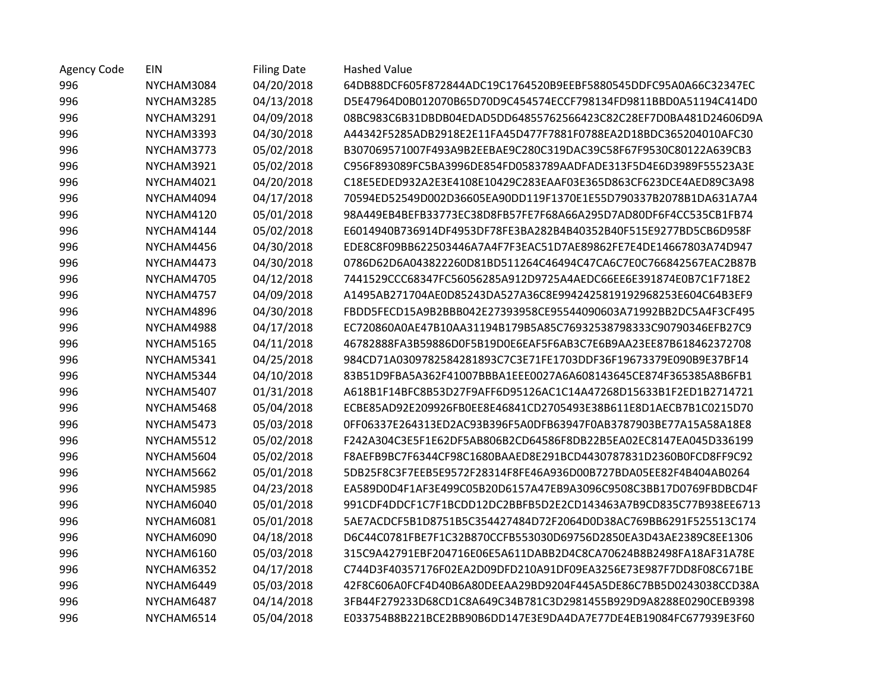| Agency Code | EIN | Filing Date | Hashed Value |
|---|---|---|---|
| 996 | NYCHAM3084 | 04/20/2018 | 64DB88DCF605F872844ADC19C1764520B9EEBF5880545DDFC95A0A66C32347EC |
| 996 | NYCHAM3285 | 04/13/2018 | D5E47964D0B012070B65D70D9C454574ECCF798134FD9811BBD0A51194C414D0 |
| 996 | NYCHAM3291 | 04/09/2018 | 08BC983C6B31DBDB04EDAD5DD64855762566423C82C28EF7D0BA481D24606D9A |
| 996 | NYCHAM3393 | 04/30/2018 | A44342F5285ADB2918E2E11FA45D477F7881F0788EA2D18BDC365204010AFC30 |
| 996 | NYCHAM3773 | 05/02/2018 | B307069571007F493A9B2EEBAE9C280C319DAC39C58F67F9530C80122A639CB3 |
| 996 | NYCHAM3921 | 05/02/2018 | C956F893089FC5BA3996DE854FD0583789AADFADE313F5D4E6D3989F55523A3E |
| 996 | NYCHAM4021 | 04/20/2018 | C18E5EDED932A2E3E4108E10429C283EAAF03E365D863CF623DCE4AED89C3A98 |
| 996 | NYCHAM4094 | 04/17/2018 | 70594ED52549D002D36605EA90DD119F1370E1E55D790337B2078B1DA631A7A4 |
| 996 | NYCHAM4120 | 05/01/2018 | 98A449EB4BEFB33773EC38D8FB57FE7F68A66A295D7AD80DF6F4CC535CB1FB74 |
| 996 | NYCHAM4144 | 05/02/2018 | E6014940B736914DF4953DF78FE3BA282B4B40352B40F515E9277BD5CB6D958F |
| 996 | NYCHAM4456 | 04/30/2018 | EDE8C8F09BB622503446A7A4F7F3EAC51D7AE89862FE7E4DE14667803A74D947 |
| 996 | NYCHAM4473 | 04/30/2018 | 0786D62D6A043822260D81BD511264C46494C47CA6C7E0C766842567EAC2B87B |
| 996 | NYCHAM4705 | 04/12/2018 | 7441529CCC68347FC56056285A912D9725A4AEDC66EE6E391874E0B7C1F718E2 |
| 996 | NYCHAM4757 | 04/09/2018 | A1495AB271704AE0D85243DA527A36C8E9942425819192968253E604C64B3EF9 |
| 996 | NYCHAM4896 | 04/30/2018 | FBDD5FECD15A9B2BBB042E27393958CE95544090603A71992BB2DC5A4F3CF495 |
| 996 | NYCHAM4988 | 04/17/2018 | EC720860A0AE47B10AA31194B179B5A85C76932538798333C90790346EFB27C9 |
| 996 | NYCHAM5165 | 04/11/2018 | 46782888FA3B59886D0F5B19D0E6EAF5F6AB3C7E6B9AA23EE87B618462372708 |
| 996 | NYCHAM5341 | 04/25/2018 | 984CD71A0309782584281893C7C3E71FE1703DDF36F19673379E090B9E37BF14 |
| 996 | NYCHAM5344 | 04/10/2018 | 83B51D9FBA5A362F41007BBBA1EEE0027A6A608143645CE874F365385A8B6FB1 |
| 996 | NYCHAM5407 | 01/31/2018 | A618B1F14BFC8B53D27F9AFF6D95126AC1C14A47268D15633B1F2ED1B2714721 |
| 996 | NYCHAM5468 | 05/04/2018 | ECBE85AD92E209926FB0EE8E46841CD2705493E38B611E8D1AECB7B1C0215D70 |
| 996 | NYCHAM5473 | 05/03/2018 | 0FF06337E264313ED2AC93B396F5A0DFB63947F0AB3787903BE77A15A58A18E8 |
| 996 | NYCHAM5512 | 05/02/2018 | F242A304C3E5F1E62DF5AB806B2CD64586F8DB22B5EA02EC8147EA045D336199 |
| 996 | NYCHAM5604 | 05/02/2018 | F8AEFB9BC7F6344CF98C1680BAAED8E291BCD4430787831D2360B0FCD8FF9C92 |
| 996 | NYCHAM5662 | 05/01/2018 | 5DB25F8C3F7EEB5E9572F28314F8FE46A936D00B727BDA05EE82F4B404AB0264 |
| 996 | NYCHAM5985 | 04/23/2018 | EA589D0D4F1AF3E499C05B20D6157A47EB9A3096C9508C3BB17D0769FBDBCD4F |
| 996 | NYCHAM6040 | 05/01/2018 | 991CDF4DDCF1C7F1BCDD12DC2BBFB5D2E2CD143463A7B9CD835C77B938EE6713 |
| 996 | NYCHAM6081 | 05/01/2018 | 5AE7ACDCF5B1D8751B5C354427484D72F2064D0D38AC769BB6291F525513C174 |
| 996 | NYCHAM6090 | 04/18/2018 | D6C44C0781FBE7F1C32B870CCFB553030D69756D2850EA3D43AE2389C8EE1306 |
| 996 | NYCHAM6160 | 05/03/2018 | 315C9A42791EBF204716E06E5A611DABB2D4C8CA70624B8B2498FA18AF31A78E |
| 996 | NYCHAM6352 | 04/17/2018 | C744D3F40357176F02EA2D09DFD210A91DF09EA3256E73E987F7DD8F08C671BE |
| 996 | NYCHAM6449 | 05/03/2018 | 42F8C606A0FCF4D40B6A80DEEAA29BD9204F445A5DE86C7BB5D0243038CCD38A |
| 996 | NYCHAM6487 | 04/14/2018 | 3FB44F279233D68CD1C8A649C34B781C3D2981455B929D9A8288E0290CEB9398 |
| 996 | NYCHAM6514 | 05/04/2018 | E033754B8B221BCE2BB90B6DD147E3E9DA4DA7E77DE4EB19084FC677939E3F60 |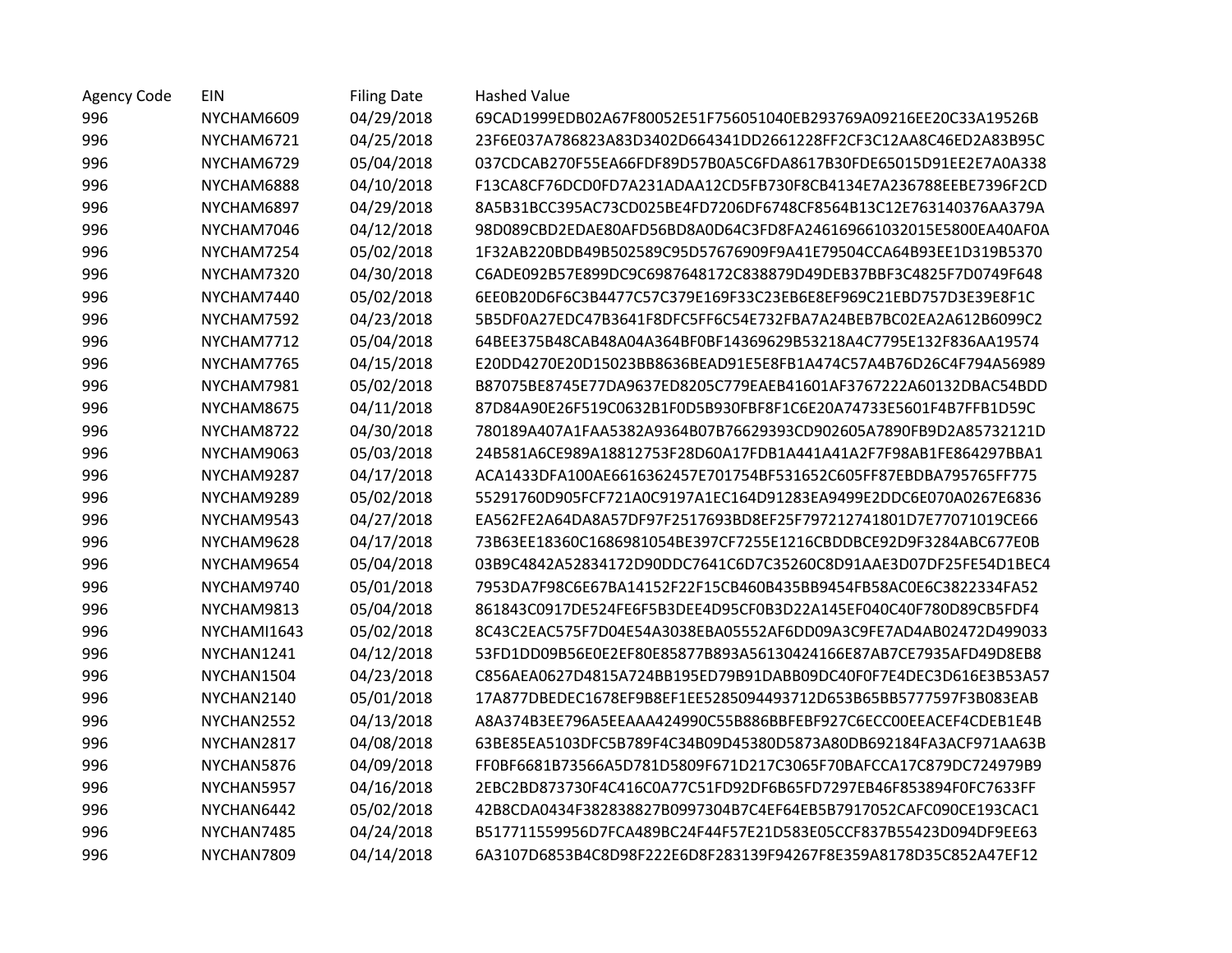| Agency Code | EIN | Filing Date | Hashed Value |
|---|---|---|---|
| 996 | NYCHAM6609 | 04/29/2018 | 69CAD1999EDB02A67F80052E51F756051040EB293769A09216EE20C33A19526B |
| 996 | NYCHAM6721 | 04/25/2018 | 23F6E037A786823A83D3402D664341DD2661228FF2CF3C12AA8C46ED2A83B95C |
| 996 | NYCHAM6729 | 05/04/2018 | 037CDCAB270F55EA66FDF89D57B0A5C6FDA8617B30FDE65015D91EE2E7A0A338 |
| 996 | NYCHAM6888 | 04/10/2018 | F13CA8CF76DCD0FD7A231ADAA12CD5FB730F8CB4134E7A236788EEBE7396F2CD |
| 996 | NYCHAM6897 | 04/29/2018 | 8A5B31BCC395AC73CD025BE4FD7206DF6748CF8564B13C12E763140376AA379A |
| 996 | NYCHAM7046 | 04/12/2018 | 98D089CBD2EDAE80AFD56BD8A0D64C3FD8FA246169661032015E5800EA40AF0A |
| 996 | NYCHAM7254 | 05/02/2018 | 1F32AB220BDB49B502589C95D57676909F9A41E79504CCA64B93EE1D319B5370 |
| 996 | NYCHAM7320 | 04/30/2018 | C6ADE092B57E899DC9C6987648172C838879D49DEB37BBF3C4825F7D0749F648 |
| 996 | NYCHAM7440 | 05/02/2018 | 6EE0B20D6F6C3B4477C57C379E169F33C23EB6E8EF969C21EBD757D3E39E8F1C |
| 996 | NYCHAM7592 | 04/23/2018 | 5B5DF0A27EDC47B3641F8DFC5FF6C54E732FBA7A24BEB7BC02EA2A612B6099C2 |
| 996 | NYCHAM7712 | 05/04/2018 | 64BEE375B48CAB48A04A364BF0BF14369629B53218A4C7795E132F836AA19574 |
| 996 | NYCHAM7765 | 04/15/2018 | E20DD4270E20D15023BB8636BEAD91E5E8FB1A474C57A4B76D26C4F794A56989 |
| 996 | NYCHAM7981 | 05/02/2018 | B87075BE8745E77DA9637ED8205C779EAEB41601AF3767222A60132DBAC54BDD |
| 996 | NYCHAM8675 | 04/11/2018 | 87D84A90E26F519C0632B1F0D5B930FBF8F1C6E20A74733E5601F4B7FFB1D59C |
| 996 | NYCHAM8722 | 04/30/2018 | 780189A407A1FAA5382A9364B07B76629393CD902605A7890FB9D2A85732121D |
| 996 | NYCHAM9063 | 05/03/2018 | 24B581A6CE989A18812753F28D60A17FDB1A441A41A2F7F98AB1FE864297BBA1 |
| 996 | NYCHAM9287 | 04/17/2018 | ACA1433DFA100AE6616362457E701754BF531652C605FF87EBDBA795765FF775 |
| 996 | NYCHAM9289 | 05/02/2018 | 55291760D905FCF721A0C9197A1EC164D91283EA9499E2DDC6E070A0267E6836 |
| 996 | NYCHAM9543 | 04/27/2018 | EA562FE2A64DA8A57DF97F2517693BD8EF25F797212741801D7E77071019CE66 |
| 996 | NYCHAM9628 | 04/17/2018 | 73B63EE18360C1686981054BE397CF7255E1216CBDDBCE92D9F3284ABC677E0B |
| 996 | NYCHAM9654 | 05/04/2018 | 03B9C4842A52834172D90DDC7641C6D7C35260C8D91AAE3D07DF25FE54D1BEC4 |
| 996 | NYCHAM9740 | 05/01/2018 | 7953DA7F98C6E67BA14152F22F15CB460B435BB9454FB58AC0E6C3822334FA52 |
| 996 | NYCHAM9813 | 05/04/2018 | 861843C0917DE524FE6F5B3DEE4D95CF0B3D22A145EF040C40F780D89CB5FDF4 |
| 996 | NYCHAMI1643 | 05/02/2018 | 8C43C2EAC575F7D04E54A3038EBA05552AF6DD09A3C9FE7AD4AB02472D499033 |
| 996 | NYCHAN1241 | 04/12/2018 | 53FD1DD09B56E0E2EF80E85877B893A56130424166E87AB7CE7935AFD49D8EB8 |
| 996 | NYCHAN1504 | 04/23/2018 | C856AEA0627D4815A724BB195ED79B91DABB09DC40F0F7E4DEC3D616E3B53A57 |
| 996 | NYCHAN2140 | 05/01/2018 | 17A877DBEDEC1678EF9B8EF1EE5285094493712D653B65BB5777597F3B083EAB |
| 996 | NYCHAN2552 | 04/13/2018 | A8A374B3EE796A5EEAAA424990C55B886BBFEBF927C6ECC00EEACEF4CDEB1E4B |
| 996 | NYCHAN2817 | 04/08/2018 | 63BE85EA5103DFC5B789F4C34B09D45380D5873A80DB692184FA3ACF971AA63B |
| 996 | NYCHAN5876 | 04/09/2018 | FF0BF6681B73566A5D781D5809F671D217C3065F70BAFCCA17C879DC724979B9 |
| 996 | NYCHAN5957 | 04/16/2018 | 2EBC2BD873730F4C416C0A77C51FD92DF6B65FD7297EB46F853894F0FC7633FF |
| 996 | NYCHAN6442 | 05/02/2018 | 42B8CDA0434F382838827B0997304B7C4EF64EB5B7917052CAFC090CE193CAC1 |
| 996 | NYCHAN7485 | 04/24/2018 | B517711559956D7FCA489BC24F44F57E21D583E05CCF837B55423D094DF9EE63 |
| 996 | NYCHAN7809 | 04/14/2018 | 6A3107D6853B4C8D98F222E6D8F283139F94267F8E359A8178D35C852A47EF12 |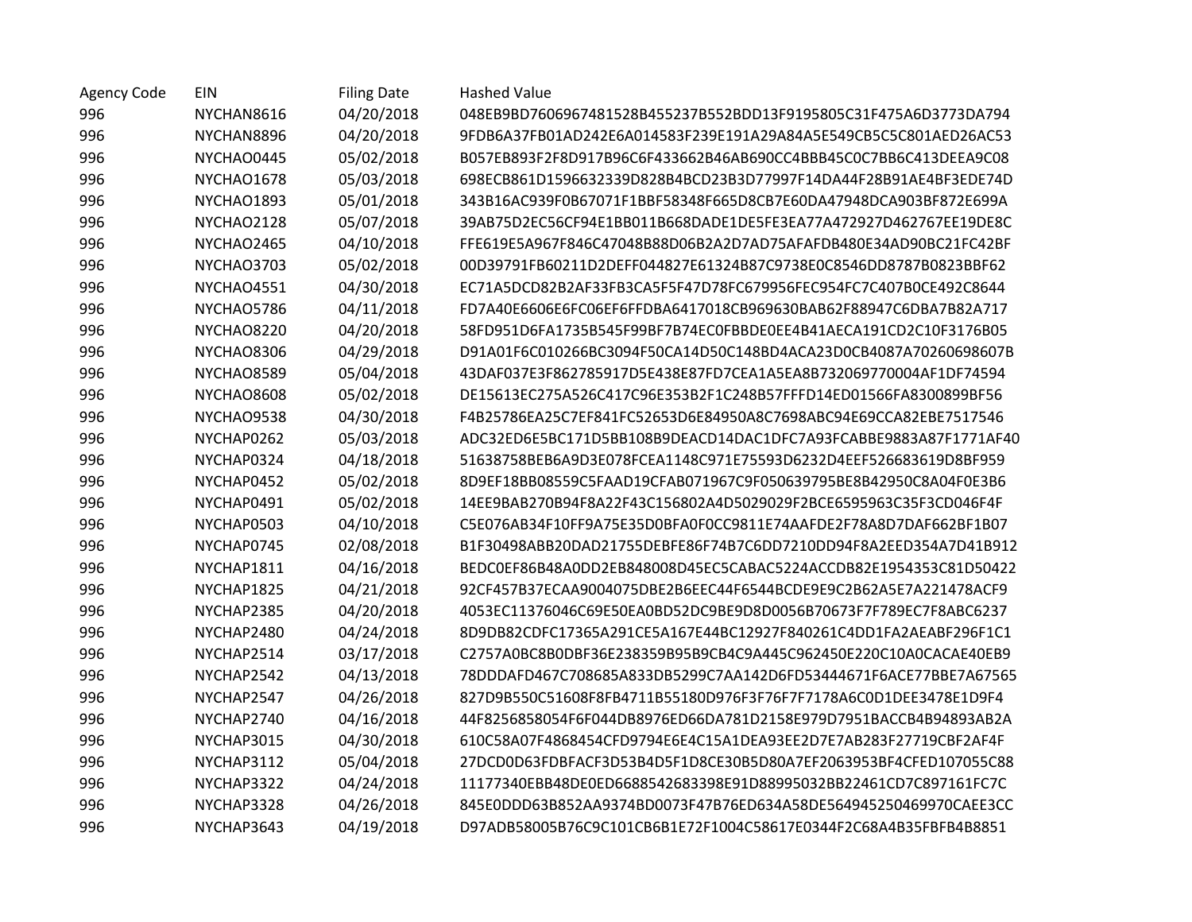| Agency Code | EIN | Filing Date | Hashed Value |
|---|---|---|---|
| 996 | NYCHAN8616 | 04/20/2018 | 048EB9BD7606967481528B455237B552BDD13F9195805C31F475A6D3773DA794 |
| 996 | NYCHAN8896 | 04/20/2018 | 9FDB6A37FB01AD242E6A014583F239E191A29A84A5E549CB5C5C801AED26AC53 |
| 996 | NYCHAO0445 | 05/02/2018 | B057EB893F2F8D917B96C6F433662B46AB690CC4BBB45C0C7BB6C413DEEA9C08 |
| 996 | NYCHAO1678 | 05/03/2018 | 698ECB861D1596632339D828B4BCD23B3D77997F14DA44F28B91AE4BF3EDE74D |
| 996 | NYCHAO1893 | 05/01/2018 | 343B16AC939F0B67071F1BBF58348F665D8CB7E60DA47948DCA903BF872E699A |
| 996 | NYCHAO2128 | 05/07/2018 | 39AB75D2EC56CF94E1BB011B668DADE1DE5FE3EA77A472927D462767EE19DE8C |
| 996 | NYCHAO2465 | 04/10/2018 | FFE619E5A967F846C47048B88D06B2A2D7AD75AFAFDB480E34AD90BC21FC42BF |
| 996 | NYCHAO3703 | 05/02/2018 | 00D39791FB60211D2DEFF044827E61324B87C9738E0C8546DD8787B0823BBF62 |
| 996 | NYCHAO4551 | 04/30/2018 | EC71A5DCD82B2AF33FB3CA5F5F47D78FC679956FEC954FC7C407B0CE492C8644 |
| 996 | NYCHAO5786 | 04/11/2018 | FD7A40E6606E6FC06EF6FFDBA6417018CB969630BAB62F88947C6DBA7B82A717 |
| 996 | NYCHAO8220 | 04/20/2018 | 58FD951D6FA1735B545F99BF7B74EC0FBBDE0EE4B41AECA191CD2C10F3176B05 |
| 996 | NYCHAO8306 | 04/29/2018 | D91A01F6C010266BC3094F50CA14D50C148BD4ACA23D0CB4087A70260698607B |
| 996 | NYCHAO8589 | 05/04/2018 | 43DAF037E3F862785917D5E438E87FD7CEA1A5EA8B732069770004AF1DF74594 |
| 996 | NYCHAO8608 | 05/02/2018 | DE15613EC275A526C417C96E353B2F1C248B57FFFD14ED01566FA8300899BF56 |
| 996 | NYCHAO9538 | 04/30/2018 | F4B25786EA25C7EF841FC52653D6E84950A8C7698ABC94E69CCA82EBE7517546 |
| 996 | NYCHAP0262 | 05/03/2018 | ADC32ED6E5BC171D5BB108B9DEACD14DAC1DFC7A93FCABBE9883A87F1771AF40 |
| 996 | NYCHAP0324 | 04/18/2018 | 51638758BEB6A9D3E078FCEA1148C971E75593D6232D4EEF526683619D8BF959 |
| 996 | NYCHAP0452 | 05/02/2018 | 8D9EF18BB08559C5FAAD19CFAB071967C9F050639795BE8B42950C8A04F0E3B6 |
| 996 | NYCHAP0491 | 05/02/2018 | 14EE9BAB270B94F8A22F43C156802A4D5029029F2BCE6595963C35F3CD046F4F |
| 996 | NYCHAP0503 | 04/10/2018 | C5E076AB34F10FF9A75E35D0BFA0F0CC9811E74AAFDE2F78A8D7DAF662BF1B07 |
| 996 | NYCHAP0745 | 02/08/2018 | B1F30498ABB20DAD21755DEBFE86F74B7C6DD7210DD94F8A2EED354A7D41B912 |
| 996 | NYCHAP1811 | 04/16/2018 | BEDC0EF86B48A0DD2EB848008D45EC5CABAC5224ACCDB82E1954353C81D50422 |
| 996 | NYCHAP1825 | 04/21/2018 | 92CF457B37ECAA9004075DBE2B6EEC44F6544BCDE9E9C2B62A5E7A221478ACF9 |
| 996 | NYCHAP2385 | 04/20/2018 | 4053EC11376046C69E50EA0BD52DC9BE9D8D0056B70673F7F789EC7F8ABC6237 |
| 996 | NYCHAP2480 | 04/24/2018 | 8D9DB82CDFC17365A291CE5A167E44BC12927F840261C4DD1FA2AEABF296F1C1 |
| 996 | NYCHAP2514 | 03/17/2018 | C2757A0BC8B0DBF36E238359B95B9CB4C9A445C962450E220C10A0CACAE40EB9 |
| 996 | NYCHAP2542 | 04/13/2018 | 78DDDAFD467C708685A833DB5299C7AA142D6FD53444671F6ACE77BBE7A67565 |
| 996 | NYCHAP2547 | 04/26/2018 | 827D9B550C51608F8FB4711B55180D976F3F76F7F7178A6C0D1DEE3478E1D9F4 |
| 996 | NYCHAP2740 | 04/16/2018 | 44F8256858054F6F044DB8976ED66DA781D2158E979D7951BACCB4B94893AB2A |
| 996 | NYCHAP3015 | 04/30/2018 | 610C58A07F4868454CFD9794E6E4C15A1DEA93EE2D7E7AB283F27719CBF2AF4F |
| 996 | NYCHAP3112 | 05/04/2018 | 27DCD0D63FDBFACF3D53B4D5F1D8CE30B5D80A7EF2063953BF4CFED107055C88 |
| 996 | NYCHAP3322 | 04/24/2018 | 11177340EBB48DE0ED6688542683398E91D88995032BB22461CD7C897161FC7C |
| 996 | NYCHAP3328 | 04/26/2018 | 845E0DDD63B852AA9374BD0073F47B76ED634A58DE564945250469970CAEE3CC |
| 996 | NYCHAP3643 | 04/19/2018 | D97ADB58005B76C9C101CB6B1E72F1004C58617E0344F2C68A4B35FBFB4B8851 |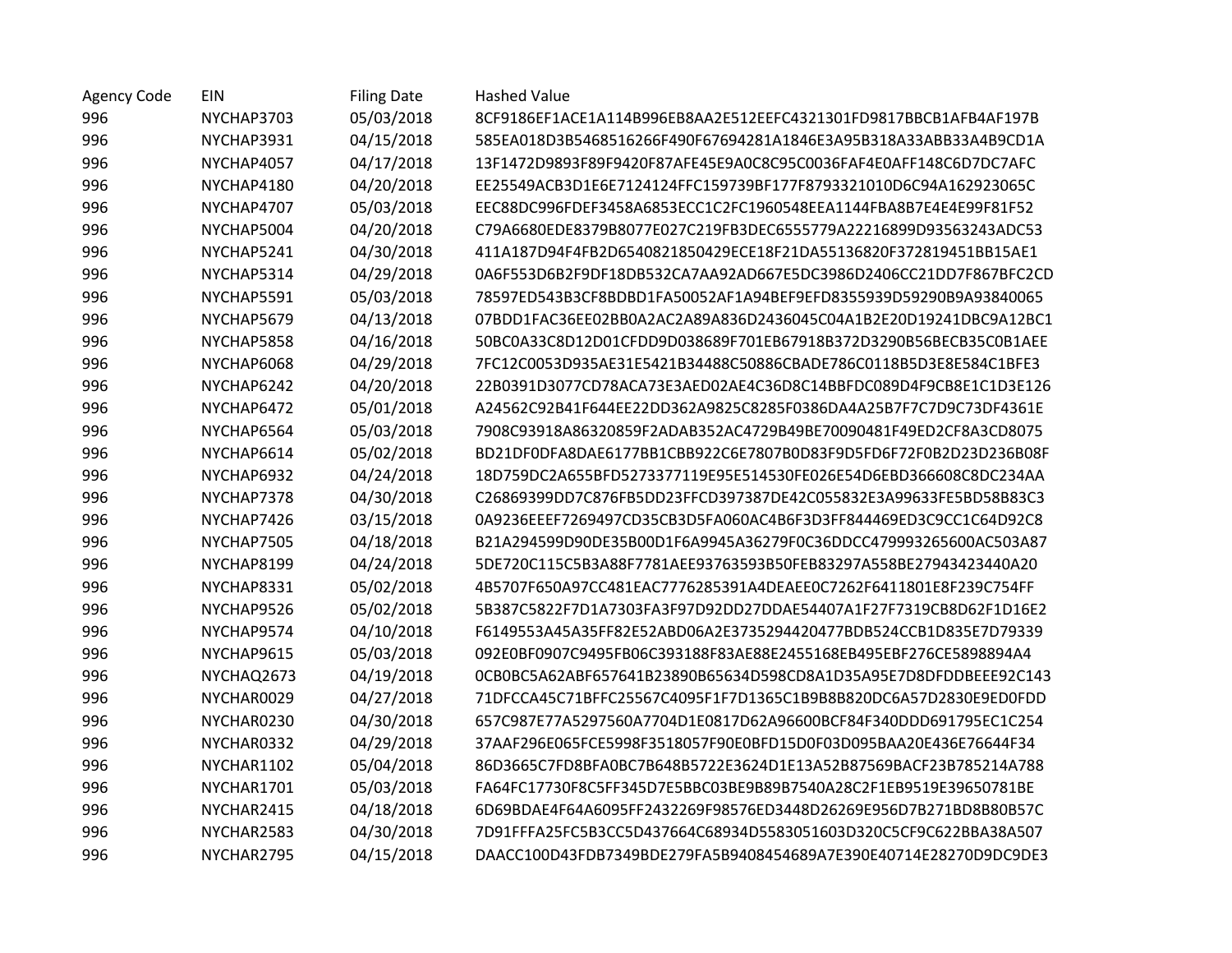| Agency Code | EIN | Filing Date | Hashed Value |
|---|---|---|---|
| 996 | NYCHAP3703 | 05/03/2018 | 8CF9186EF1ACE1A114B996EB8AA2E512EEFC4321301FD9817BBCB1AFB4AF197B |
| 996 | NYCHAP3931 | 04/15/2018 | 585EA018D3B5468516266F490F67694281A1846E3A95B318A33ABB33A4B9CD1A |
| 996 | NYCHAP4057 | 04/17/2018 | 13F1472D9893F89F9420F87AFE45E9A0C8C95C0036FAF4E0AFF148C6D7DC7AFC |
| 996 | NYCHAP4180 | 04/20/2018 | EE25549ACB3D1E6E7124124FFC159739BF177F8793321010D6C94A162923065C |
| 996 | NYCHAP4707 | 05/03/2018 | EEC88DC996FDEF3458A6853ECC1C2FC1960548EEA1144FBA8B7E4E4E99F81F52 |
| 996 | NYCHAP5004 | 04/20/2018 | C79A6680EDE8379B8077E027C219FB3DEC6555779A22216899D93563243ADC53 |
| 996 | NYCHAP5241 | 04/30/2018 | 411A187D94F4FB2D6540821850429ECE18F21DA55136820F372819451BB15AE1 |
| 996 | NYCHAP5314 | 04/29/2018 | 0A6F553D6B2F9DF18DB532CA7AA92AD667E5DC3986D2406CC21DD7F867BFC2CD |
| 996 | NYCHAP5591 | 05/03/2018 | 78597ED543B3CF8BDBD1FA50052AF1A94BEF9EFD8355939D59290B9A93840065 |
| 996 | NYCHAP5679 | 04/13/2018 | 07BDD1FAC36EE02BB0A2AC2A89A836D2436045C04A1B2E20D19241DBC9A12BC1 |
| 996 | NYCHAP5858 | 04/16/2018 | 50BC0A33C8D12D01CFDD9D038689F701EB67918B372D3290B56BECB35C0B1AEE |
| 996 | NYCHAP6068 | 04/29/2018 | 7FC12C0053D935AE31E5421B34488C50886CBADE786C0118B5D3E8E584C1BFE3 |
| 996 | NYCHAP6242 | 04/20/2018 | 22B0391D3077CD78ACA73E3AED02AE4C36D8C14BBFDC089D4F9CB8E1C1D3E126 |
| 996 | NYCHAP6472 | 05/01/2018 | A24562C92B41F644EE22DD362A9825C8285F0386DA4A25B7F7C7D9C73DF4361E |
| 996 | NYCHAP6564 | 05/03/2018 | 7908C93918A86320859F2ADAB352AC4729B49BE70090481F49ED2CF8A3CD8075 |
| 996 | NYCHAP6614 | 05/02/2018 | BD21DF0DFA8DAE6177BB1CBB922C6E7807B0D83F9D5FD6F72F0B2D23D236B08F |
| 996 | NYCHAP6932 | 04/24/2018 | 18D759DC2A655BFD5273377119E95E514530FE026E54D6EBD366608C8DC234AA |
| 996 | NYCHAP7378 | 04/30/2018 | C26869399DD7C876FB5DD23FFCD397387DE42C055832E3A99633FE5BD58B83C3 |
| 996 | NYCHAP7426 | 03/15/2018 | 0A9236EEEF7269497CD35CB3D5FA060AC4B6F3D3FF844469ED3C9CC1C64D92C8 |
| 996 | NYCHAP7505 | 04/18/2018 | B21A294599D90DE35B00D1F6A9945A36279F0C36DDCC479993265600AC503A87 |
| 996 | NYCHAP8199 | 04/24/2018 | 5DE720C115C5B3A88F7781AEE93763593B50FEB83297A558BE27943423440A20 |
| 996 | NYCHAP8331 | 05/02/2018 | 4B5707F650A97CC481EAC7776285391A4DEAEE0C7262F6411801E8F239C754FF |
| 996 | NYCHAP9526 | 05/02/2018 | 5B387C5822F7D1A7303FA3F97D92DD27DDAE54407A1F27F7319CB8D62F1D16E2 |
| 996 | NYCHAP9574 | 04/10/2018 | F6149553A45A35FF82E52ABD06A2E3735294420477BDB524CCB1D835E7D79339 |
| 996 | NYCHAP9615 | 05/03/2018 | 092E0BF0907C9495FB06C393188F83AE88E2455168EB495EBF276CE5898894A4 |
| 996 | NYCHAQ2673 | 04/19/2018 | 0CB0BC5A62ABF657641B23890B65634D598CD8A1D35A95E7D8DFDDBEEE92C143 |
| 996 | NYCHAR0029 | 04/27/2018 | 71DFCCA45C71BFFC25567C4095F1F7D1365C1B9B8B820DC6A57D2830E9ED0FDD |
| 996 | NYCHAR0230 | 04/30/2018 | 657C987E77A5297560A7704D1E0817D62A96600BCF84F340DDD691795EC1C254 |
| 996 | NYCHAR0332 | 04/29/2018 | 37AAF296E065FCE5998F3518057F90E0BFD15D0F03D095BAA20E436E76644F34 |
| 996 | NYCHAR1102 | 05/04/2018 | 86D3665C7FD8BFA0BC7B648B5722E3624D1E13A52B87569BACF23B785214A788 |
| 996 | NYCHAR1701 | 05/03/2018 | FA64FC17730F8C5FF345D7E5BBC03BE9B89B7540A28C2F1EB9519E39650781BE |
| 996 | NYCHAR2415 | 04/18/2018 | 6D69BDAE4F64A6095FF2432269F98576ED3448D26269E956D7B271BD8B80B57C |
| 996 | NYCHAR2583 | 04/30/2018 | 7D91FFFA25FC5B3CC5D437664C68934D5583051603D320C5CF9C622BBA38A507 |
| 996 | NYCHAR2795 | 04/15/2018 | DAACC100D43FDB7349BDE279FA5B9408454689A7E390E40714E28270D9DC9DE3 |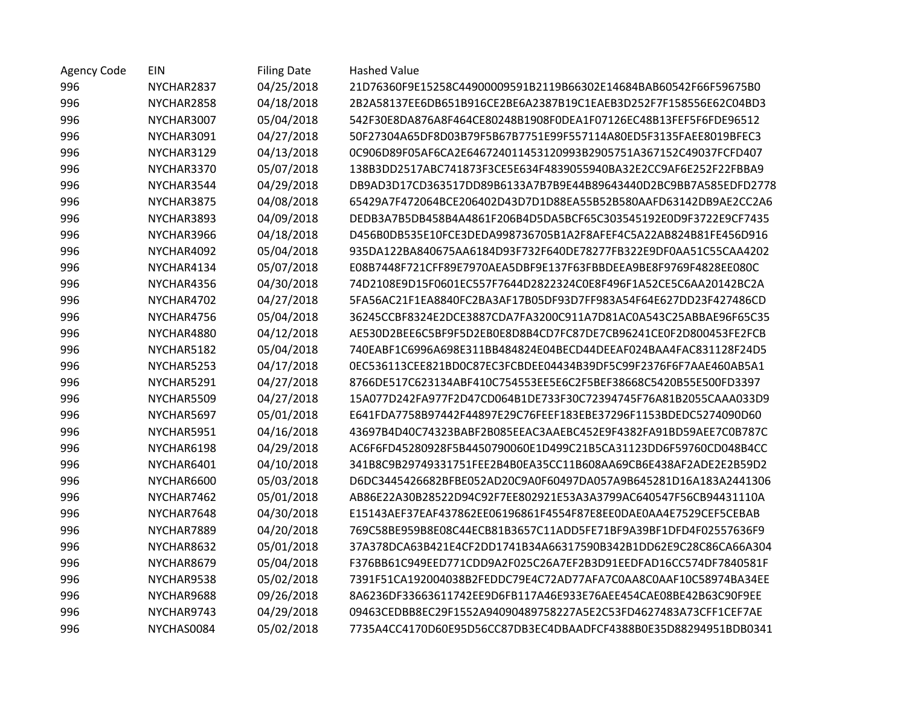| Agency Code | EIN | Filing Date | Hashed Value |
|---|---|---|---|
| 996 | NYCHAR2837 | 04/25/2018 | 21D76360F9E15258C44900009591B2119B66302E14684BAB60542F66F59675B0 |
| 996 | NYCHAR2858 | 04/18/2018 | 2B2A58137EE6DB651B916CE2BE6A2387B19C1EAEB3D252F7F158556E62C04BD3 |
| 996 | NYCHAR3007 | 05/04/2018 | 542F30E8DA876A8F464CE80248B1908F0DEA1F07126EC48B13FEF5F6FDE96512 |
| 996 | NYCHAR3091 | 04/27/2018 | 50F27304A65DF8D03B79F5B67B7751E99F557114A80ED5F3135FAEE8019BFEC3 |
| 996 | NYCHAR3129 | 04/13/2018 | 0C906D89F05AF6CA2E646724011453120993B2905751A367152C49037FCFD407 |
| 996 | NYCHAR3370 | 05/07/2018 | 138B3DD2517ABC741873F3CE5E634F4839055940BA32E2CC9AF6E252F22FBBA9 |
| 996 | NYCHAR3544 | 04/29/2018 | DB9AD3D17CD363517DD89B6133A7B7B9E44B89643440D2BC9BB7A585EDFD2778 |
| 996 | NYCHAR3875 | 04/08/2018 | 65429A7F472064BCE206402D43D7D1D88EA55B52B580AAFD63142DB9AE2CC2A6 |
| 996 | NYCHAR3893 | 04/09/2018 | DEDB3A7B5DB458B4A4861F206B4D5DA5BCF65C303545192E0D9F3722E9CF7435 |
| 996 | NYCHAR3966 | 04/18/2018 | D456B0DB535E10FCE3DEDA998736705B1A2F8AFEF4C5A22AB824B81FE456D916 |
| 996 | NYCHAR4092 | 05/04/2018 | 935DA122BA840675AA6184D93F732F640DE78277FB322E9DF0AA51C55CAA4202 |
| 996 | NYCHAR4134 | 05/07/2018 | E08B7448F721CFF89E7970AEA5DBF9E137F63FBBDEEA9BE8F9769F4828EE080C |
| 996 | NYCHAR4356 | 04/30/2018 | 74D2108E9D15F0601EC557F7644D2822324C0E8F496F1A52CE5C6AA20142BC2A |
| 996 | NYCHAR4702 | 04/27/2018 | 5FA56AC21F1EA8840FC2BA3AF17B05DF93D7FF983A54F64E627DD23F427486CD |
| 996 | NYCHAR4756 | 05/04/2018 | 36245CCBF8324E2DCE3887CDA7FA3200C911A7D81AC0A543C25ABBAE96F65C35 |
| 996 | NYCHAR4880 | 04/12/2018 | AE530D2BEE6C5BF9F5D2EB0E8D8B4CD7FC87DE7CB96241CE0F2D800453FE2FCB |
| 996 | NYCHAR5182 | 05/04/2018 | 740EABF1C6996A698E311BB484824E04BECD44DEEAF024BAA4FAC831128F24D5 |
| 996 | NYCHAR5253 | 04/17/2018 | 0EC536113CEE821BD0C87EC3FCBDEE04434B39DF5C99F2376F6F7AAE460AB5A1 |
| 996 | NYCHAR5291 | 04/27/2018 | 8766DE517C623134ABF410C754553EE5E6C2F5BEF38668C5420B55E500FD3397 |
| 996 | NYCHAR5509 | 04/27/2018 | 15A077D242FA977F2D47CD064B1DE733F30C72394745F76A81B2055CAAA033D9 |
| 996 | NYCHAR5697 | 05/01/2018 | E641FDA7758B97442F44897E29C76FEEF183EBE37296F1153BDEDC5274090D60 |
| 996 | NYCHAR5951 | 04/16/2018 | 43697B4D40C74323BABF2B085EEAC3AAEBC452E9F4382FA91BD59AEE7C0B787C |
| 996 | NYCHAR6198 | 04/29/2018 | AC6F6FD45280928F5B4450790060E1D499C21B5CA31123DD6F59760CD048B4CC |
| 996 | NYCHAR6401 | 04/10/2018 | 341B8C9B29749331751FEE2B4B0EA35CC11B608AA69CB6E438AF2ADE2E2B59D2 |
| 996 | NYCHAR6600 | 05/03/2018 | D6DC3445426682BFBE052AD20C9A0F60497DA057A9B645281D16A183A2441306 |
| 996 | NYCHAR7462 | 05/01/2018 | AB86E22A30B28522D94C92F7EE802921E53A3A3799AC640547F56CB94431110A |
| 996 | NYCHAR7648 | 04/30/2018 | E15143AEF37EAF437862EE06196861F4554F87E8EE0DAE0AA4E7529CEF5CEBAB |
| 996 | NYCHAR7889 | 04/20/2018 | 769C58BE959B8E08C44ECB81B3657C11ADD5FE71BF9A39BF1DFD4F02557636F9 |
| 996 | NYCHAR8632 | 05/01/2018 | 37A378DCA63B421E4CF2DD1741B34A66317590B342B1DD62E9C28C86CA66A304 |
| 996 | NYCHAR8679 | 05/04/2018 | F376BB61C949EED771CDD9A2F025C26A7EF2B3D91EEDFAD16CC574DF7840581F |
| 996 | NYCHAR9538 | 05/02/2018 | 7391F51CA192004038B2FEDDC79E4C72AD77AFA7C0AA8C0AAF10C58974BA34EE |
| 996 | NYCHAR9688 | 09/26/2018 | 8A6236DF33663611742EE9D6FB117A46E933E76AEE454CAE08BE42B63C90F9EE |
| 996 | NYCHAR9743 | 04/29/2018 | 09463CEDBB8EC29F1552A94090489758227A5E2C53FD4627483A73CFF1CEF7AE |
| 996 | NYCHAS0084 | 05/02/2018 | 7735A4CC4170D60E95D56CC87DB3EC4DBAADFCF4388B0E35D88294951BDB0341 |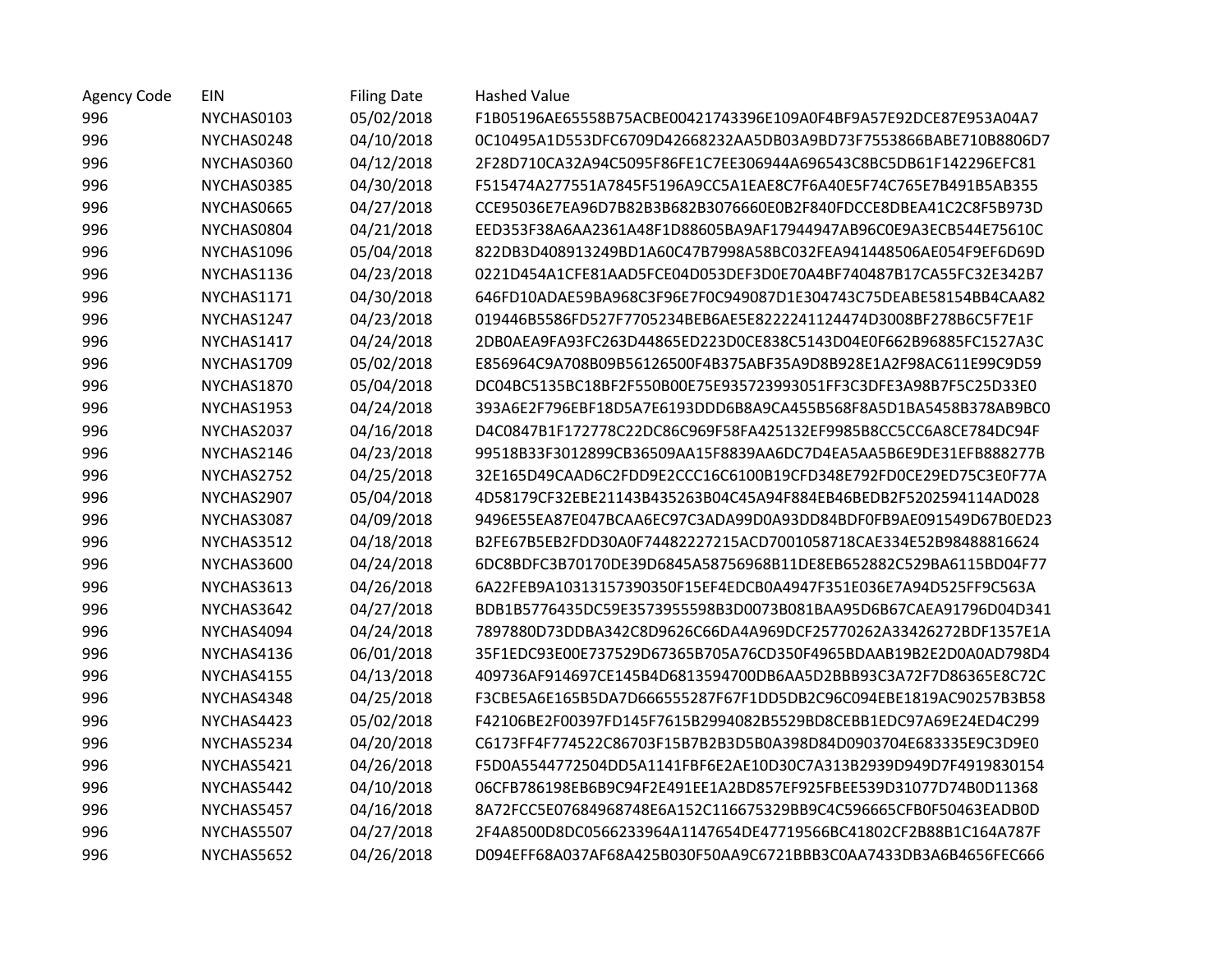| Agency Code | EIN | Filing Date | Hashed Value |
|---|---|---|---|
| 996 | NYCHAS0103 | 05/02/2018 | F1B05196AE65558B75ACBE00421743396E109A0F4BF9A57E92DCE87E953A04A7 |
| 996 | NYCHAS0248 | 04/10/2018 | 0C10495A1D553DFC6709D42668232AA5DB03A9BD73F7553866BABE710B8806D7 |
| 996 | NYCHAS0360 | 04/12/2018 | 2F28D710CA32A94C5095F86FE1C7EE306944A696543C8BC5DB61F142296EFC81 |
| 996 | NYCHAS0385 | 04/30/2018 | F515474A277551A7845F5196A9CC5A1EAE8C7F6A40E5F74C765E7B491B5AB355 |
| 996 | NYCHAS0665 | 04/27/2018 | CCE95036E7EA96D7B82B3B682B3076660E0B2F840FDCCE8DBEA41C2C8F5B973D |
| 996 | NYCHAS0804 | 04/21/2018 | EED353F38A6AA2361A48F1D88605BA9AF17944947AB96C0E9A3ECB544E75610C |
| 996 | NYCHAS1096 | 05/04/2018 | 822DB3D408913249BD1A60C47B7998A58BC032FEA941448506AE054F9EF6D69D |
| 996 | NYCHAS1136 | 04/23/2018 | 0221D454A1CFE81AAD5FCE04D053DEF3D0E70A4BF740487B17CA55FC32E342B7 |
| 996 | NYCHAS1171 | 04/30/2018 | 646FD10ADAE59BA968C3F96E7F0C949087D1E304743C75DEABE58154BB4CAA82 |
| 996 | NYCHAS1247 | 04/23/2018 | 019446B5586FD527F7705234BEB6AE5E8222241124474D3008BF278B6C5F7E1F |
| 996 | NYCHAS1417 | 04/24/2018 | 2DB0AEA9FA93FC263D44865ED223D0CE838C5143D04E0F662B96885FC1527A3C |
| 996 | NYCHAS1709 | 05/02/2018 | E856964C9A708B09B56126500F4B375ABF35A9D8B928E1A2F98AC611E99C9D59 |
| 996 | NYCHAS1870 | 05/04/2018 | DC04BC5135BC18BF2F550B00E75E935723993051FF3C3DFE3A98B7F5C25D33E0 |
| 996 | NYCHAS1953 | 04/24/2018 | 393A6E2F796EBF18D5A7E6193DDD6B8A9CA455B568F8A5D1BA5458B378AB9BC0 |
| 996 | NYCHAS2037 | 04/16/2018 | D4C0847B1F172778C22DC86C969F58FA425132EF9985B8CC5CC6A8CE784DC94F |
| 996 | NYCHAS2146 | 04/23/2018 | 99518B33F3012899CB36509AA15F8839AA6DC7D4EA5AA5B6E9DE31EFB888277B |
| 996 | NYCHAS2752 | 04/25/2018 | 32E165D49CAAD6C2FDD9E2CCC16C6100B19CFD348E792FD0CE29ED75C3E0F77A |
| 996 | NYCHAS2907 | 05/04/2018 | 4D58179CF32EBE21143B435263B04C45A94F884EB46BEDB2F5202594114AD028 |
| 996 | NYCHAS3087 | 04/09/2018 | 9496E55EA87E047BCAA6EC97C3ADA99D0A93DD84BDF0FB9AE091549D67B0ED23 |
| 996 | NYCHAS3512 | 04/18/2018 | B2FE67B5EB2FDD30A0F74482227215ACD7001058718CAE334E52B98488816624 |
| 996 | NYCHAS3600 | 04/24/2018 | 6DC8BDFC3B70170DE39D6845A58756968B11DE8EB652882C529BA6115BD04F77 |
| 996 | NYCHAS3613 | 04/26/2018 | 6A22FEB9A10313157390350F15EF4EDCB0A4947F351E036E7A94D525FF9C563A |
| 996 | NYCHAS3642 | 04/27/2018 | BDB1B5776435DC59E3573955598B3D0073B081BAA95D6B67CAEA91796D04D341 |
| 996 | NYCHAS4094 | 04/24/2018 | 7897880D73DDBA342C8D9626C66DA4A969DCF25770262A33426272BDF1357E1A |
| 996 | NYCHAS4136 | 06/01/2018 | 35F1EDC93E00E737529D67365B705A76CD350F4965BDAAB19B2E2D0A0AD798D4 |
| 996 | NYCHAS4155 | 04/13/2018 | 409736AF914697CE145B4D6813594700DB6AA5D2BBB93C3A72F7D86365E8C72C |
| 996 | NYCHAS4348 | 04/25/2018 | F3CBE5A6E165B5DA7D666555287F67F1DD5DB2C96C094EBE1819AC90257B3B58 |
| 996 | NYCHAS4423 | 05/02/2018 | F42106BE2F00397FD145F7615B2994082B5529BD8CEBB1EDC97A69E24ED4C299 |
| 996 | NYCHAS5234 | 04/20/2018 | C6173FF4F774522C86703F15B7B2B3D5B0A398D84D0903704E683335E9C3D9E0 |
| 996 | NYCHAS5421 | 04/26/2018 | F5D0A5544772504DD5A1141FBF6E2AE10D30C7A313B2939D949D7F4919830154 |
| 996 | NYCHAS5442 | 04/10/2018 | 06CFB786198EB6B9C94F2E491EE1A2BD857EF925FBEE539D31077D74B0D11368 |
| 996 | NYCHAS5457 | 04/16/2018 | 8A72FCC5E07684968748E6A152C116675329BB9C4C596665CFB0F50463EADB0D |
| 996 | NYCHAS5507 | 04/27/2018 | 2F4A8500D8DC0566233964A1147654DE47719566BC41802CF2B88B1C164A787F |
| 996 | NYCHAS5652 | 04/26/2018 | D094EFF68A037AF68A425B030F50AA9C6721BBB3C0AA7433DB3A6B4656FEC666 |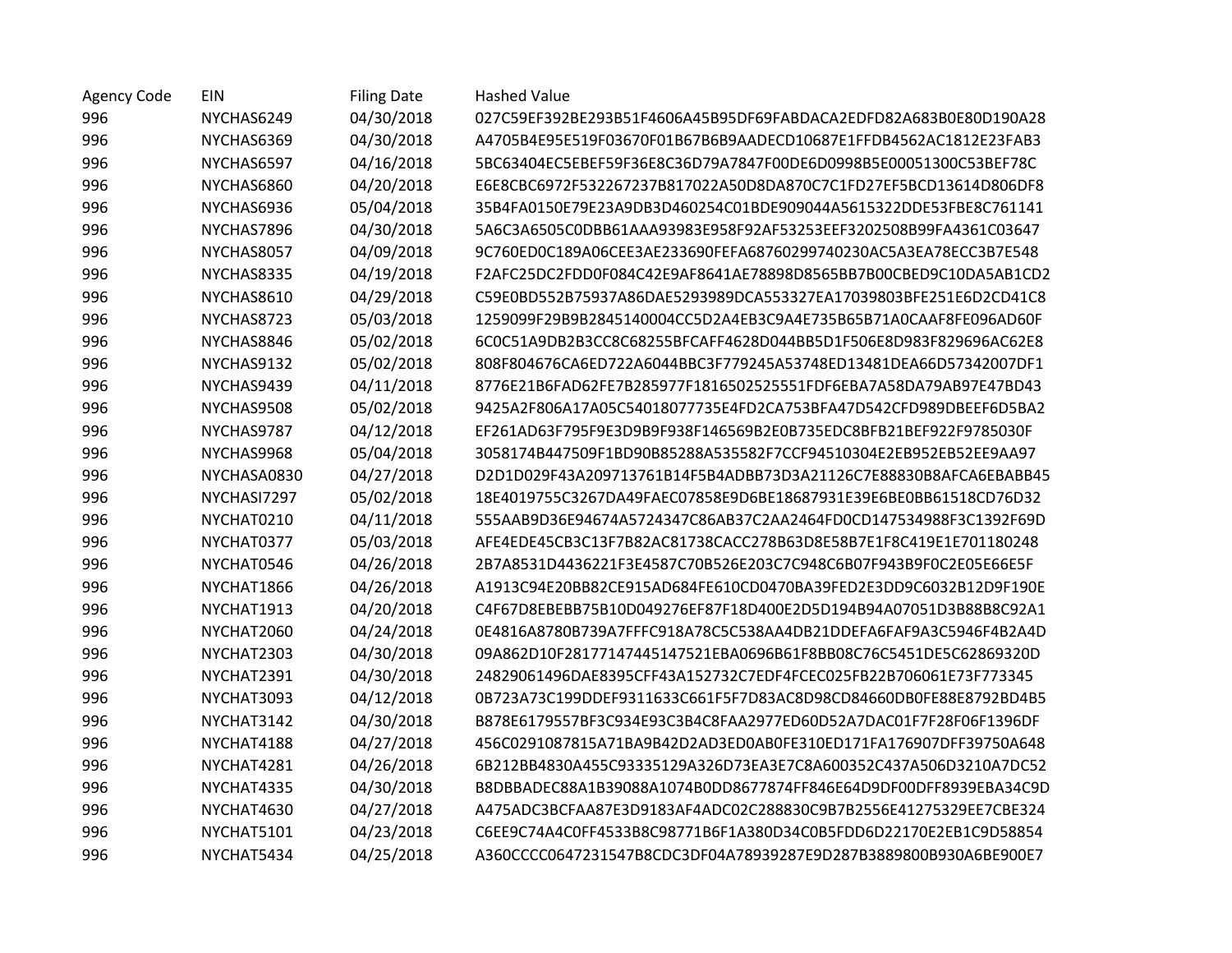| Agency Code | EIN | Filing Date | Hashed Value |
| --- | --- | --- | --- |
| 996 | NYCHAS6249 | 04/30/2018 | 027C59EF392BE293B51F4606A45B95DF69FABDACA2EDFD82A683B0E80D190A28 |
| 996 | NYCHAS6369 | 04/30/2018 | A4705B4E95E519F03670F01B67B6B9AADECD10687E1FFDB4562AC1812E23FAB3 |
| 996 | NYCHAS6597 | 04/16/2018 | 5BC63404EC5EBEF59F36E8C36D79A7847F00DE6D0998B5E00051300C53BEF78C |
| 996 | NYCHAS6860 | 04/20/2018 | E6E8CBC6972F532267237B817022A50D8DA870C7C1FD27EF5BCD13614D806DF8 |
| 996 | NYCHAS6936 | 05/04/2018 | 35B4FA0150E79E23A9DB3D460254C01BDE909044A5615322DDE53FBE8C761141 |
| 996 | NYCHAS7896 | 04/30/2018 | 5A6C3A6505C0DBB61AAA93983E958F92AF53253EEF3202508B99FA4361C03647 |
| 996 | NYCHAS8057 | 04/09/2018 | 9C760ED0C189A06CEE3AE233690FEFA68760299740230AC5A3EA78ECC3B7E548 |
| 996 | NYCHAS8335 | 04/19/2018 | F2AFC25DC2FDD0F084C42E9AF8641AE78898D8565BB7B00CBED9C10DA5AB1CD2 |
| 996 | NYCHAS8610 | 04/29/2018 | C59E0BD552B75937A86DAE5293989DCA553327EA17039803BFE251E6D2CD41C8 |
| 996 | NYCHAS8723 | 05/03/2018 | 1259099F29B9B2845140004CC5D2A4EB3C9A4E735B65B71A0CAAF8FE096AD60F |
| 996 | NYCHAS8846 | 05/02/2018 | 6C0C51A9DB2B3CC8C68255BFCAFF4628D044BB5D1F506E8D983F829696AC62E8 |
| 996 | NYCHAS9132 | 05/02/2018 | 808F804676CA6ED722A6044BBC3F779245A53748ED13481DEA66D57342007DF1 |
| 996 | NYCHAS9439 | 04/11/2018 | 8776E21B6FAD62FE7B285977F1816502525551FDF6EBA7A58DA79AB97E47BD43 |
| 996 | NYCHAS9508 | 05/02/2018 | 9425A2F806A17A05C54018077735E4FD2CA753BFA47D542CFD989DBEEF6D5BA2 |
| 996 | NYCHAS9787 | 04/12/2018 | EF261AD63F795F9E3D9B9F938F146569B2E0B735EDC8BFB21BEF922F9785030F |
| 996 | NYCHAS9968 | 05/04/2018 | 3058174B447509F1BD90B85288A535582F7CCF94510304E2EB952EB52EE9AA97 |
| 996 | NYCHASA0830 | 04/27/2018 | D2D1D029F43A209713761B14F5B4ADBB73D3A21126C7E88830B8AFCA6EBABB45 |
| 996 | NYCHASI7297 | 05/02/2018 | 18E4019755C3267DA49FAEC07858E9D6BE18687931E39E6BE0BB61518CD76D32 |
| 996 | NYCHAT0210 | 04/11/2018 | 555AAB9D36E94674A5724347C86AB37C2AA2464FD0CD147534988F3C1392F69D |
| 996 | NYCHAT0377 | 05/03/2018 | AFE4EDE45CB3C13F7B82AC81738CACC278B63D8E58B7E1F8C419E1E701180248 |
| 996 | NYCHAT0546 | 04/26/2018 | 2B7A8531D4436221F3E4587C70B526E203C7C948C6B07F943B9F0C2E05E66E5F |
| 996 | NYCHAT1866 | 04/26/2018 | A1913C94E20BB82CE915AD684FE610CD0470BA39FED2E3DD9C6032B12D9F190E |
| 996 | NYCHAT1913 | 04/20/2018 | C4F67D8EBEBB75B10D049276EF87F18D400E2D5D194B94A07051D3B88B8C92A1 |
| 996 | NYCHAT2060 | 04/24/2018 | 0E4816A8780B739A7FFFC918A78C5C538AA4DB21DDEFA6FAF9A3C5946F4B2A4D |
| 996 | NYCHAT2303 | 04/30/2018 | 09A862D10F28177147445147521EBA0696B61F8BB08C76C5451DE5C62869320D |
| 996 | NYCHAT2391 | 04/30/2018 | 24829061496DAE8395CFF43A152732C7EDF4FCEC025FB22B706061E73F773345 |
| 996 | NYCHAT3093 | 04/12/2018 | 0B723A73C199DDEF9311633C661F5F7D83AC8D98CD84660DB0FE88E8792BD4B5 |
| 996 | NYCHAT3142 | 04/30/2018 | B878E6179557BF3C934E93C3B4C8FAA2977ED60D52A7DAC01F7F28F06F1396DF |
| 996 | NYCHAT4188 | 04/27/2018 | 456C0291087815A71BA9B42D2AD3ED0AB0FE310ED171FA176907DFF39750A648 |
| 996 | NYCHAT4281 | 04/26/2018 | 6B212BB4830A455C93335129A326D73EA3E7C8A600352C437A506D3210A7DC52 |
| 996 | NYCHAT4335 | 04/30/2018 | B8DBBADEC88A1B39088A1074B0DD8677874FF846E64D9DF00DFF8939EBA34C9D |
| 996 | NYCHAT4630 | 04/27/2018 | A475ADC3BCFAA87E3D9183AF4ADC02C288830C9B7B2556E41275329EE7CBE324 |
| 996 | NYCHAT5101 | 04/23/2018 | C6EE9C74A4C0FF4533B8C98771B6F1A380D34C0B5FDD6D22170E2EB1C9D58854 |
| 996 | NYCHAT5434 | 04/25/2018 | A360CCCC0647231547B8CDC3DF04A78939287E9D287B3889800B930A6BE900E7 |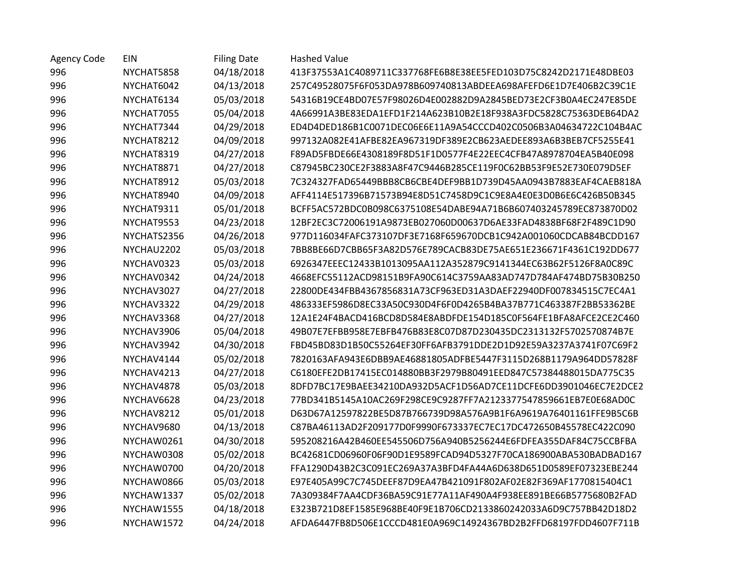| Agency Code | EIN | Filing Date | Hashed Value |
|---|---|---|---|
| 996 | NYCHAT5858 | 04/18/2018 | 413F37553A1C4089711C337768FE6B8E38EE5FED103D75C8242D2171E48DBE03 |
| 996 | NYCHAT6042 | 04/13/2018 | 257C49528075F6F053DA978B609740813ABDEEA698AFEFD6E1D7E406B2C39C1E |
| 996 | NYCHAT6134 | 05/03/2018 | 54316B19CE4BD07E57F98026D4E002882D9A2845BED73E2CF3B0A4EC247E85DE |
| 996 | NYCHAT7055 | 05/04/2018 | 4A66991A3BE83EDA1EFD1F214A623B10B2E18F938A3FDC5828C75363DEB64DA2 |
| 996 | NYCHAT7344 | 04/29/2018 | ED4D4DED186B1C0071DEC06E6E11A9A54CCCD402C0506B3A04634722C104B4AC |
| 996 | NYCHAT8212 | 04/09/2018 | 997132A082E41AFBE82EA967319DF389E2CB623AEDEE893A6B3BEB7CF5255E41 |
| 996 | NYCHAT8319 | 04/27/2018 | F89AD5FBDE66E4308189F8D51F1D0577F4E22EEC4CFB47A8978704EA5B40E098 |
| 996 | NYCHAT8871 | 04/27/2018 | C87945BC230CE2F3883A8F47C9446B285CE119F0C62BB53F9E52E730E079D5EF |
| 996 | NYCHAT8912 | 05/03/2018 | 7C324327FAD65449BBB8CB6CBE4DEF9BB1D739D45AA0943B7883EAF4CAEB818A |
| 996 | NYCHAT8940 | 04/09/2018 | AFF4114E517396B71573B94E8D51C7458D9C1C9E8A4E0E3D0B6E6C426B50B345 |
| 996 | NYCHAT9311 | 05/01/2018 | BCFF5AC572BDC0B098C6375108E54DABE94A71B6B607403245789EC873870D02 |
| 996 | NYCHAT9553 | 04/23/2018 | 12BF2EC3C72006191A9873EB027060D00637D6AE33FAD4838BF68F2F489C1D90 |
| 996 | NYCHATS2356 | 04/26/2018 | 977D116034FAFC373107DF3E7168F659670DCB1C942A001060CDCAB84BCDD167 |
| 996 | NYCHAU2202 | 05/03/2018 | 7BB8BE66D7CBB65F3A82D576E789CACB83DE75AE651E236671F4361C192DD677 |
| 996 | NYCHAV0323 | 05/03/2018 | 6926347EEEC12433B1013095AA112A352879C9141344EC63B62F5126F8A0C89C |
| 996 | NYCHAV0342 | 04/24/2018 | 4668EFC55112ACD98151B9FA90C614C3759AA83AD747D784AF474BD75B30B250 |
| 996 | NYCHAV3027 | 04/27/2018 | 22800DE434FBB4367856831A73CF963ED31A3DAEF22940DF007834515C7EC4A1 |
| 996 | NYCHAV3322 | 04/29/2018 | 486333EF5986D8EC33A50C930D4F6F0D4265B4BA37B771C463387F2BB53362BE |
| 996 | NYCHAV3368 | 04/27/2018 | 12A1E24F4BACD416BCD8D584E8ABDFDE154D185C0F564FE1BFA8AFCE2CE2C460 |
| 996 | NYCHAV3906 | 05/04/2018 | 49B07E7EFBB958E7EBFB476B83E8C07D87D230435DC2313132F5702570874B7E |
| 996 | NYCHAV3942 | 04/30/2018 | FBD45BD83D1B50C55264EF30FF6AFB3791DDE2D1D92E59A3237A3741F07C69F2 |
| 996 | NYCHAV4144 | 05/02/2018 | 7820163AFA943E6DBB9AE46881805ADFBE5447F3115D268B1179A964DD57828F |
| 996 | NYCHAV4213 | 04/27/2018 | C6180EFE2DB17415EC014880BB3F2979B80491EED847C57384488015DA775C35 |
| 996 | NYCHAV4878 | 05/03/2018 | 8DFD7BC17E9BAEE34210DA932D5ACF1D56AD7CE11DCFE6DD3901046EC7E2DCE2 |
| 996 | NYCHAV6628 | 04/23/2018 | 77BD341B5145A10AC269F298CE9C9287FF7A2123377547859661EB7E0E68AD0C |
| 996 | NYCHAV8212 | 05/01/2018 | D63D67A12597822BE5D87B766739D98A576A9B1F6A9619A76401161FFE9B5C6B |
| 996 | NYCHAV9680 | 04/13/2018 | C87BA46113AD2F209177D0F9990F673337EC7EC17DC472650B45578EC422C090 |
| 996 | NYCHAW0261 | 04/30/2018 | 595208216A42B460EE545506D756A940B5256244E6FDFEA355DAF84C75CCBFBA |
| 996 | NYCHAW0308 | 05/02/2018 | BC42681CD06960F06F90D1E9589FCAD94D5327F70CA186900ABA530BADBAD167 |
| 996 | NYCHAW0700 | 04/20/2018 | FFA1290D43B2C3C091EC269A37A3BFD4FA44A6D638D651D0589EF07323EBE244 |
| 996 | NYCHAW0866 | 05/03/2018 | E97E405A99C7C745DEEF87D9EA47B421091F802AF02E82F369AF1770815404C1 |
| 996 | NYCHAW1337 | 05/02/2018 | 7A309384F7AA4CDF36BA59C91E77A11AF490A4F938EE891BE66B5775680B2FAD |
| 996 | NYCHAW1555 | 04/18/2018 | E323B721D8EF1585E968BE40F9E1B706CD2133860242033A6D9C757BB42D18D2 |
| 996 | NYCHAW1572 | 04/24/2018 | AFDA6447FB8D506E1CCCD481E0A969C14924367BD2B2FFD68197FDD4607F711B |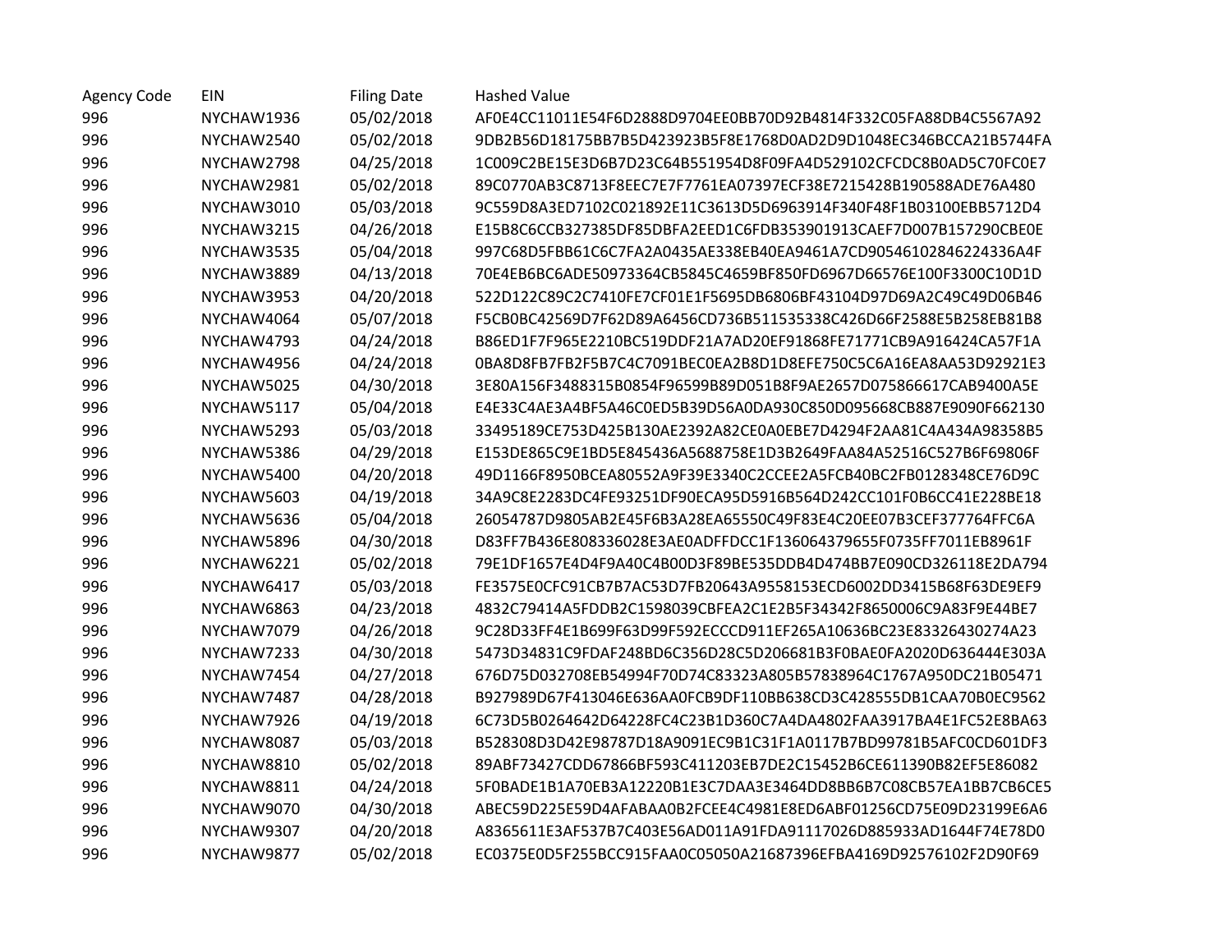| Agency Code | EIN | Filing Date | Hashed Value |
|---|---|---|---|
| 996 | NYCHAW1936 | 05/02/2018 | AF0E4CC11011E54F6D2888D9704EE0BB70D92B4814F332C05FA88DB4C5567A92 |
| 996 | NYCHAW2540 | 05/02/2018 | 9DB2B56D18175BB7B5D423923B5F8E1768D0AD2D9D1048EC346BCCA21B5744FA |
| 996 | NYCHAW2798 | 04/25/2018 | 1C009C2BE15E3D6B7D23C64B551954D8F09FA4D529102CFCDC8B0AD5C70FC0E7 |
| 996 | NYCHAW2981 | 05/02/2018 | 89C0770AB3C8713F8EEC7E7F7761EA07397ECF38E7215428B190588ADE76A480 |
| 996 | NYCHAW3010 | 05/03/2018 | 9C559D8A3ED7102C021892E11C3613D5D6963914F340F48F1B03100EBB5712D4 |
| 996 | NYCHAW3215 | 04/26/2018 | E15B8C6CCB327385DF85DBFA2EED1C6FDB353901913CAEF7D007B157290CBE0E |
| 996 | NYCHAW3535 | 05/04/2018 | 997C68D5FBB61C6C7FA2A0435AE338EB40EA9461A7CD90546102846224336A4F |
| 996 | NYCHAW3889 | 04/13/2018 | 70E4EB6BC6ADE50973364CB5845C4659BF850FD6967D66576E100F3300C10D1D |
| 996 | NYCHAW3953 | 04/20/2018 | 522D122C89C2C7410FE7CF01E1F5695DB6806BF43104D97D69A2C49C49D06B46 |
| 996 | NYCHAW4064 | 05/07/2018 | F5CB0BC42569D7F62D89A6456CD736B511535338C426D66F2588E5B258EB81B8 |
| 996 | NYCHAW4793 | 04/24/2018 | B86ED1F7F965E2210BC519DDF21A7AD20EF91868FE71771CB9A916424CA57F1A |
| 996 | NYCHAW4956 | 04/24/2018 | 0BA8D8FB7FB2F5B7C4C7091BEC0EA2B8D1D8EFE750C5C6A16EA8AA53D92921E3 |
| 996 | NYCHAW5025 | 04/30/2018 | 3E80A156F3488315B0854F96599B89D051B8F9AE2657D075866617CAB9400A5E |
| 996 | NYCHAW5117 | 05/04/2018 | E4E33C4AE3A4BF5A46C0ED5B39D56A0DA930C850D095668CB887E9090F662130 |
| 996 | NYCHAW5293 | 05/03/2018 | 33495189CE753D425B130AE2392A82CE0A0EBE7D4294F2AA81C4A434A98358B5 |
| 996 | NYCHAW5386 | 04/29/2018 | E153DE865C9E1BD5E845436A5688758E1D3B2649FAA84A52516C527B6F69806F |
| 996 | NYCHAW5400 | 04/20/2018 | 49D1166F8950BCEA80552A9F39E3340C2CCEE2A5FCB40BC2FB0128348CE76D9C |
| 996 | NYCHAW5603 | 04/19/2018 | 34A9C8E2283DC4FE93251DF90ECA95D5916B564D242CC101F0B6CC41E228BE18 |
| 996 | NYCHAW5636 | 05/04/2018 | 26054787D9805AB2E45F6B3A28EA65550C49F83E4C20EE07B3CEF377764FFC6A |
| 996 | NYCHAW5896 | 04/30/2018 | D83FF7B436E808336028E3AE0ADFFDCC1F136064379655F0735FF7011EB8961F |
| 996 | NYCHAW6221 | 05/02/2018 | 79E1DF1657E4D4F9A40C4B00D3F89BE535DDB4D474BB7E090CD326118E2DA794 |
| 996 | NYCHAW6417 | 05/03/2018 | FE3575E0CFC91CB7B7AC53D7FB20643A9558153ECD6002DD3415B68F63DE9EF9 |
| 996 | NYCHAW6863 | 04/23/2018 | 4832C79414A5FDDB2C1598039CBFEA2C1E2B5F34342F8650006C9A83F9E44BE7 |
| 996 | NYCHAW7079 | 04/26/2018 | 9C28D33FF4E1B699F63D99F592ECCCD911EF265A10636BC23E83326430274A23 |
| 996 | NYCHAW7233 | 04/30/2018 | 5473D34831C9FDAF248BD6C356D28C5D206681B3F0BAE0FA2020D636444E303A |
| 996 | NYCHAW7454 | 04/27/2018 | 676D75D032708EB54994F70D74C83323A805B57838964C1767A950DC21B05471 |
| 996 | NYCHAW7487 | 04/28/2018 | B927989D67F413046E636AA0FCB9DF110BB638CD3C428555DB1CAA70B0EC9562 |
| 996 | NYCHAW7926 | 04/19/2018 | 6C73D5B0264642D64228FC4C23B1D360C7A4DA4802FAA3917BA4E1FC52E8BA63 |
| 996 | NYCHAW8087 | 05/03/2018 | B528308D3D42E98787D18A9091EC9B1C31F1A0117B7BD99781B5AFC0CD601DF3 |
| 996 | NYCHAW8810 | 05/02/2018 | 89ABF73427CDD67866BF593C411203EB7DE2C15452B6CE611390B82EF5E86082 |
| 996 | NYCHAW8811 | 04/24/2018 | 5F0BADE1B1A70EB3A12220B1E3C7DAA3E3464DD8BB6B7C08CB57EA1BB7CB6CE5 |
| 996 | NYCHAW9070 | 04/30/2018 | ABEC59D225E59D4AFABAA0B2FCEE4C4981E8ED6ABF01256CD75E09D23199E6A6 |
| 996 | NYCHAW9307 | 04/20/2018 | A8365611E3AF537B7C403E56AD011A91FDA91117026D885933AD1644F74E78D0 |
| 996 | NYCHAW9877 | 05/02/2018 | EC0375E0D5F255BCC915FAA0C05050A21687396EFBA4169D92576102F2D90F69 |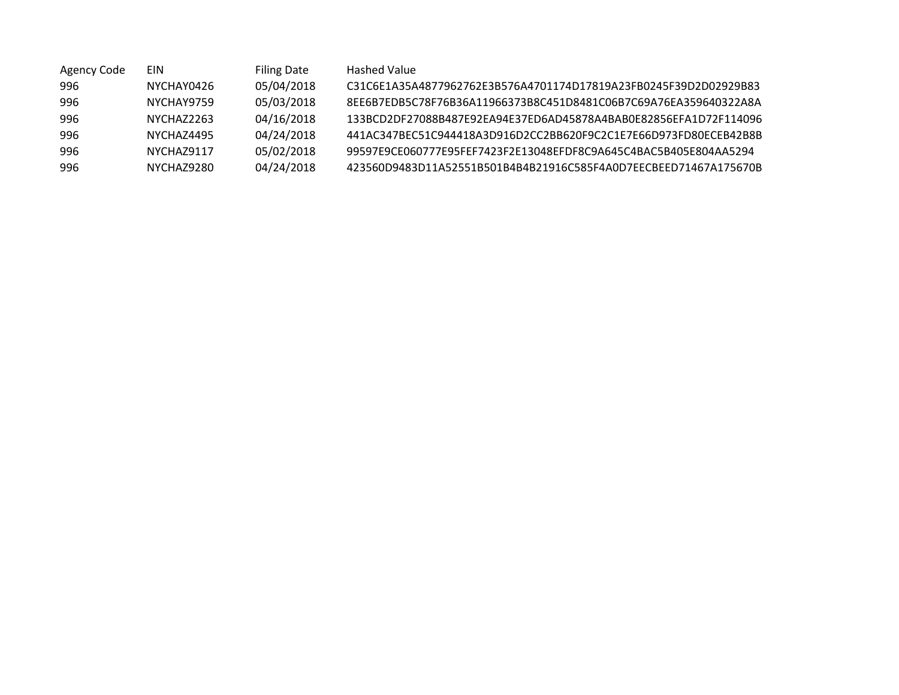| Agency Code | EIN | Filing Date | Hashed Value |
|---|---|---|---|
| 996 | NYCHAY0426 | 05/04/2018 | C31C6E1A35A4877962762E3B576A4701174D17819A23FB0245F39D2D02929B83 |
| 996 | NYCHAY9759 | 05/03/2018 | 8EE6B7EDB5C78F76B36A11966373B8C451D8481C06B7C69A76EA359640322A8A |
| 996 | NYCHAZ2263 | 04/16/2018 | 133BCD2DF27088B487E92EA94E37ED6AD45878A4BAB0E82856EFA1D72F114096 |
| 996 | NYCHAZ4495 | 04/24/2018 | 441AC347BEC51C944418A3D916D2CC2BB620F9C2C1E7E66D973FD80ECEB42B8B |
| 996 | NYCHAZ9117 | 05/02/2018 | 99597E9CE060777E95FEF7423F2E13048EFDF8C9A645C4BAC5B405E804AA5294 |
| 996 | NYCHAZ9280 | 04/24/2018 | 423560D9483D11A52551B501B4B4B21916C585F4A0D7EECBEED71467A175670B |